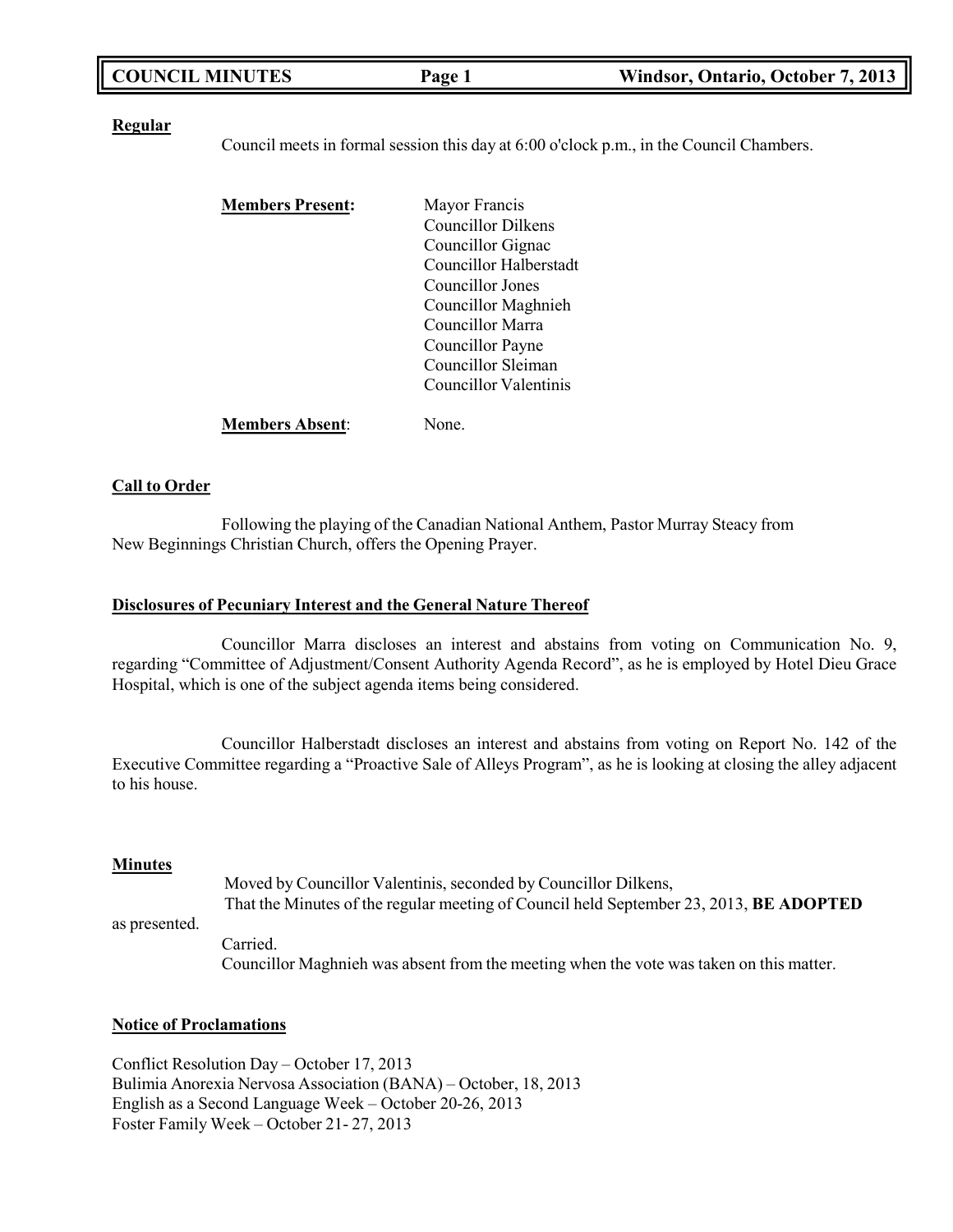**Regular**

Council meets in formal session this day at 6:00 o'clock p.m., in the Council Chambers.

**Members Present:**

Mayor Francis
Councillor Dilkens
Councillor Gignac
Councillor Halberstadt
Councillor Jones
Councillor Maghnieh
Councillor Marra
Councillor Payne
Councillor Sleiman
Councillor Valentinis

**Members Absent**: None.

**Call to Order**

Following the playing of the Canadian National Anthem, Pastor Murray Steacy from New Beginnings Christian Church, offers the Opening Prayer.

**Disclosures of Pecuniary Interest and the General Nature Thereof**

Councillor Marra discloses an interest and abstains from voting on Communication No. 9, regarding "Committee of Adjustment/Consent Authority Agenda Record", as he is employed by Hotel Dieu Grace Hospital, which is one of the subject agenda items being considered.

Councillor Halberstadt discloses an interest and abstains from voting on Report No. 142 of the Executive Committee regarding a "Proactive Sale of Alleys Program", as he is looking at closing the alley adjacent to his house.

**Minutes**

Moved by Councillor Valentinis, seconded by Councillor Dilkens,
That the Minutes of the regular meeting of Council held September 23, 2013, **BE ADOPTED** as presented.
Carried.
Councillor Maghnieh was absent from the meeting when the vote was taken on this matter.

**Notice of Proclamations**

Conflict Resolution Day – October 17, 2013
Bulimia Anorexia Nervosa Association (BANA) – October, 18, 2013
English as a Second Language Week – October 20-26, 2013
Foster Family Week – October 21- 27, 2013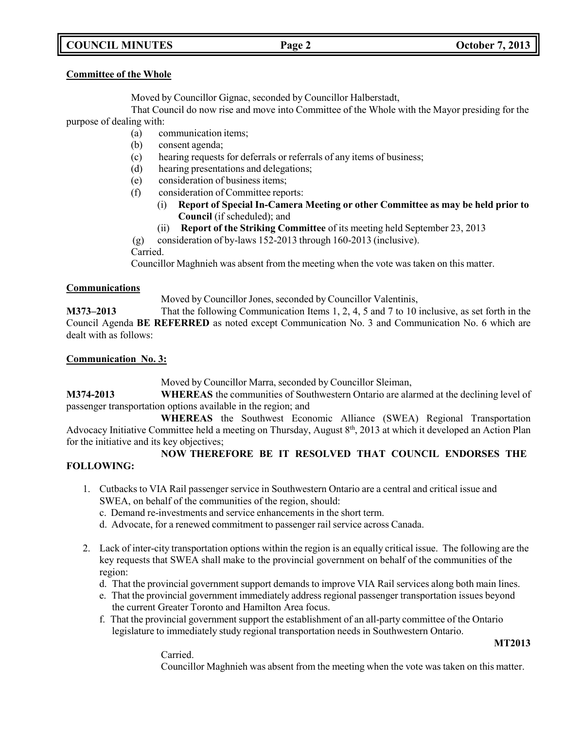**Committee of the Whole**

Moved by Councillor Gignac, seconded by Councillor Halberstadt,

That Council do now rise and move into Committee of the Whole with the Mayor presiding for the purpose of dealing with:

(a) communication items;
(b) consent agenda;
(c) hearing requests for deferrals or referrals of any items of business;
(d) hearing presentations and delegations;
(e) consideration of business items;
(f) consideration of Committee reports:
  (i) **Report of Special In-Camera Meeting or other Committee as may be held prior to Council** (if scheduled); and
  (ii) **Report of the Striking Committee** of its meeting held September 23, 2013
(g) consideration of by-laws 152-2013 through 160-2013 (inclusive).

Carried.

Councillor Maghnieh was absent from the meeting when the vote was taken on this matter.

**Communications**

Moved by Councillor Jones, seconded by Councillor Valentinis,

**M373–2013** That the following Communication Items 1, 2, 4, 5 and 7 to 10 inclusive, as set forth in the Council Agenda **BE REFERRED** as noted except Communication No. 3 and Communication No. 6 which are dealt with as follows:

**Communication No. 3:**

Moved by Councillor Marra, seconded by Councillor Sleiman,

**M374-2013** **WHEREAS** the communities of Southwestern Ontario are alarmed at the declining level of passenger transportation options available in the region; and

**WHEREAS** the Southwest Economic Alliance (SWEA) Regional Transportation Advocacy Initiative Committee held a meeting on Thursday, August 8th, 2013 at which it developed an Action Plan for the initiative and its key objectives;

**NOW THEREFORE BE IT RESOLVED THAT COUNCIL ENDORSES THE FOLLOWING:**

1. Cutbacks to VIA Rail passenger service in Southwestern Ontario are a central and critical issue and SWEA, on behalf of the communities of the region, should:
   c. Demand re-investments and service enhancements in the short term.
   d. Advocate, for a renewed commitment to passenger rail service across Canada.

2. Lack of inter-city transportation options within the region is an equally critical issue. The following are the key requests that SWEA shall make to the provincial government on behalf of the communities of the region:
   d. That the provincial government support demands to improve VIA Rail services along both main lines.
   e. That the provincial government immediately address regional passenger transportation issues beyond the current Greater Toronto and Hamilton Area focus.
   f. That the provincial government support the establishment of an all-party committee of the Ontario legislature to immediately study regional transportation needs in Southwestern Ontario.

**MT2013**

Carried.

Councillor Maghnieh was absent from the meeting when the vote was taken on this matter.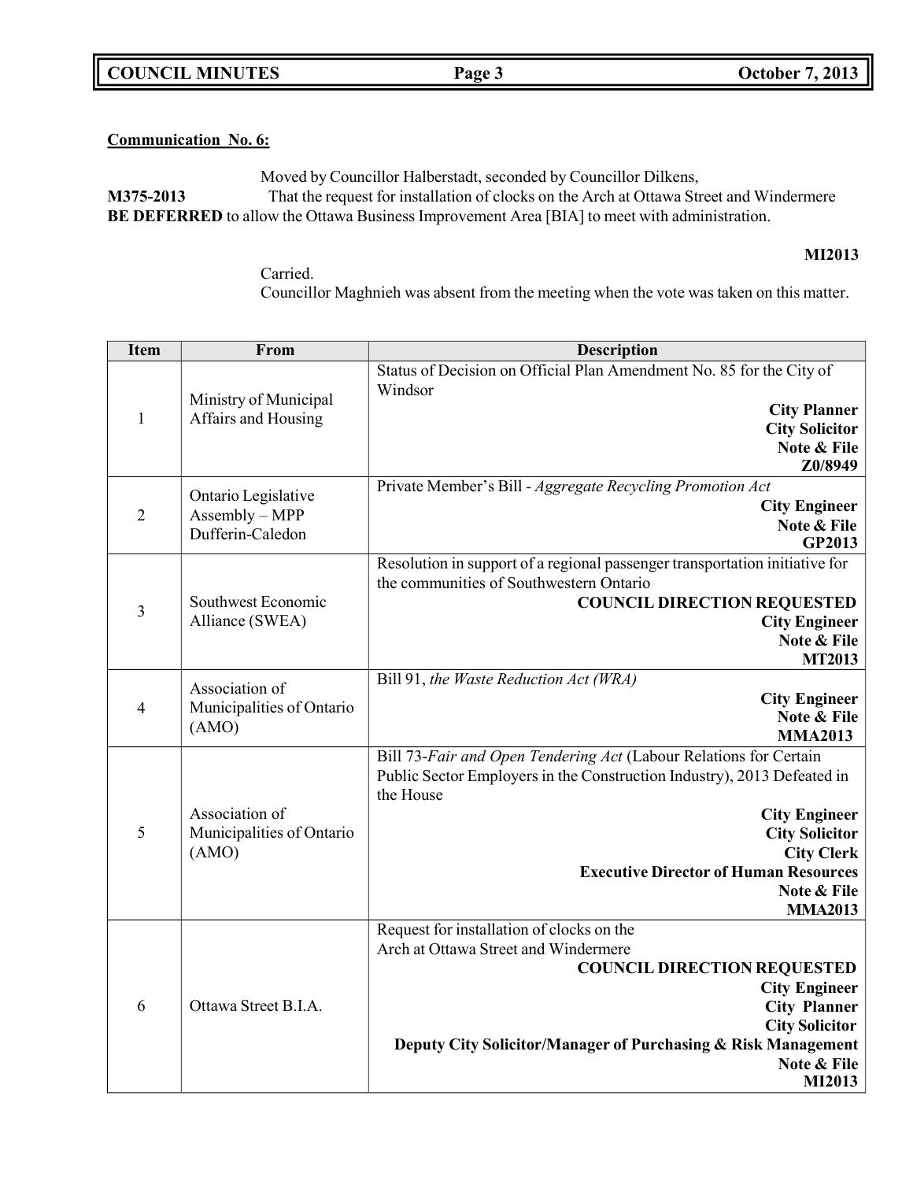**Communication No. 6:**

Moved by Councillor Halberstadt, seconded by Councillor Dilkens,

**M375-2013** That the request for installation of clocks on the Arch at Ottawa Street and Windermere **BE DEFERRED** to allow the Ottawa Business Improvement Area [BIA] to meet with administration.

**MI2013**

Carried.

Councillor Maghnieh was absent from the meeting when the vote was taken on this matter.

| Item | From | Description |
|---|---|---|
| 1 | Ministry of Municipal Affairs and Housing | Status of Decision on Official Plan Amendment No. 85 for the City of Windsor<br>**City Planner**<br>**City Solicitor**<br>**Note & File**<br>**Z0/8949** |
| 2 | Ontario Legislative Assembly – MPP Dufferin-Caledon | Private Member's Bill - *Aggregate Recycling Promotion Act*<br>**City Engineer**<br>**Note & File**<br>**GP2013** |
| 3 | Southwest Economic Alliance (SWEA) | Resolution in support of a regional passenger transportation initiative for the communities of Southwestern Ontario<br>**COUNCIL DIRECTION REQUESTED**<br>**City Engineer**<br>**Note & File**<br>**MT2013** |
| 4 | Association of Municipalities of Ontario (AMO) | Bill 91, *the Waste Reduction Act (WRA)*<br>**City Engineer**<br>**Note & File**<br>**MMA2013** |
| 5 | Association of Municipalities of Ontario (AMO) | Bill 73-*Fair and Open Tendering Act* (Labour Relations for Certain Public Sector Employers in the Construction Industry), 2013 Defeated in the House<br>**City Engineer**<br>**City Solicitor**<br>**City Clerk**<br>**Executive Director of Human Resources**<br>**Note & File**<br>**MMA2013** |
| 6 | Ottawa Street B.I.A. | Request for installation of clocks on the Arch at Ottawa Street and Windermere<br>**COUNCIL DIRECTION REQUESTED**<br>**City Engineer**<br>**City Planner**<br>**City Solicitor**<br>**Deputy City Solicitor/Manager of Purchasing & Risk Management**<br>**Note & File**<br>**MI2013** |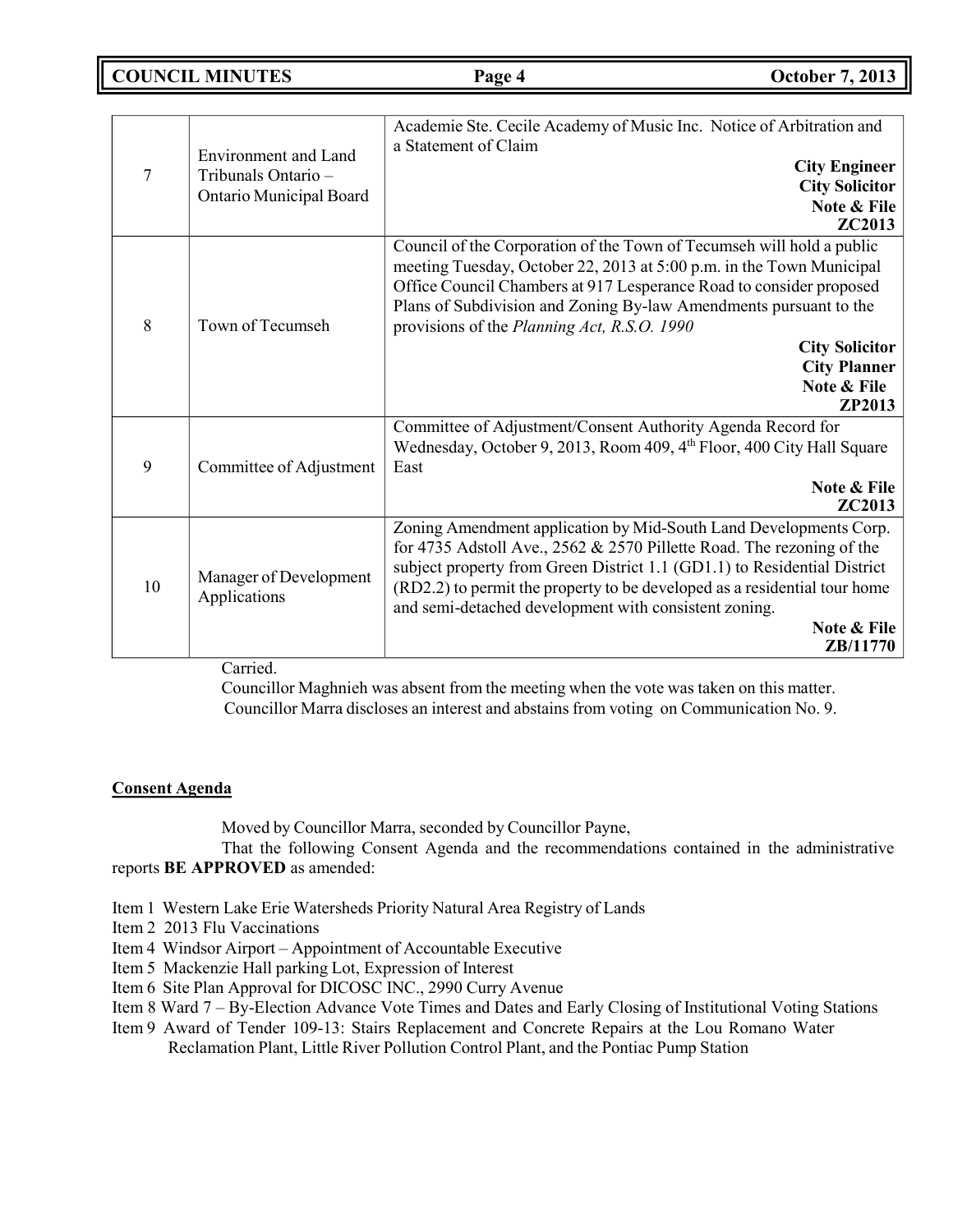| | | |
|---|---|---|
| 7 | Environment and Land Tribunals Ontario – Ontario Municipal Board | Academie Ste. Cecile Academy of Music Inc. Notice of Arbitration and a Statement of Claim<br>**City Engineer**<br>**City Solicitor**<br>**Note & File**<br>**ZC2013** |
| 8 | Town of Tecumseh | Council of the Corporation of the Town of Tecumseh will hold a public meeting Tuesday, October 22, 2013 at 5:00 p.m. in the Town Municipal Office Council Chambers at 917 Lesperance Road to consider proposed Plans of Subdivision and Zoning By-law Amendments pursuant to the provisions of the *Planning Act, R.S.O. 1990*<br>**City Solicitor**<br>**City Planner**<br>**Note & File**<br>**ZP2013** |
| 9 | Committee of Adjustment | Committee of Adjustment/Consent Authority Agenda Record for Wednesday, October 9, 2013, Room 409, 4th Floor, 400 City Hall Square East<br>**Note & File**<br>**ZC2013** |
| 10 | Manager of Development Applications | Zoning Amendment application by Mid-South Land Developments Corp. for 4735 Adstoll Ave., 2562 & 2570 Pillette Road. The rezoning of the subject property from Green District 1.1 (GD1.1) to Residential District (RD2.2) to permit the property to be developed as a residential tour home and semi-detached development with consistent zoning.<br>**Note & File**<br>**ZB/11770** |

Carried.

Councillor Maghnieh was absent from the meeting when the vote was taken on this matter.

Councillor Marra discloses an interest and abstains from voting on Communication No. 9.

## Consent Agenda

Moved by Councillor Marra, seconded by Councillor Payne,

That the following Consent Agenda and the recommendations contained in the administrative reports **BE APPROVED** as amended:

Item 1 Western Lake Erie Watersheds Priority Natural Area Registry of Lands
Item 2 2013 Flu Vaccinations
Item 4 Windsor Airport – Appointment of Accountable Executive
Item 5 Mackenzie Hall parking Lot, Expression of Interest
Item 6 Site Plan Approval for DICOSC INC., 2990 Curry Avenue
Item 8 Ward 7 – By-Election Advance Vote Times and Dates and Early Closing of Institutional Voting Stations
Item 9 Award of Tender 109-13: Stairs Replacement and Concrete Repairs at the Lou Romano Water Reclamation Plant, Little River Pollution Control Plant, and the Pontiac Pump Station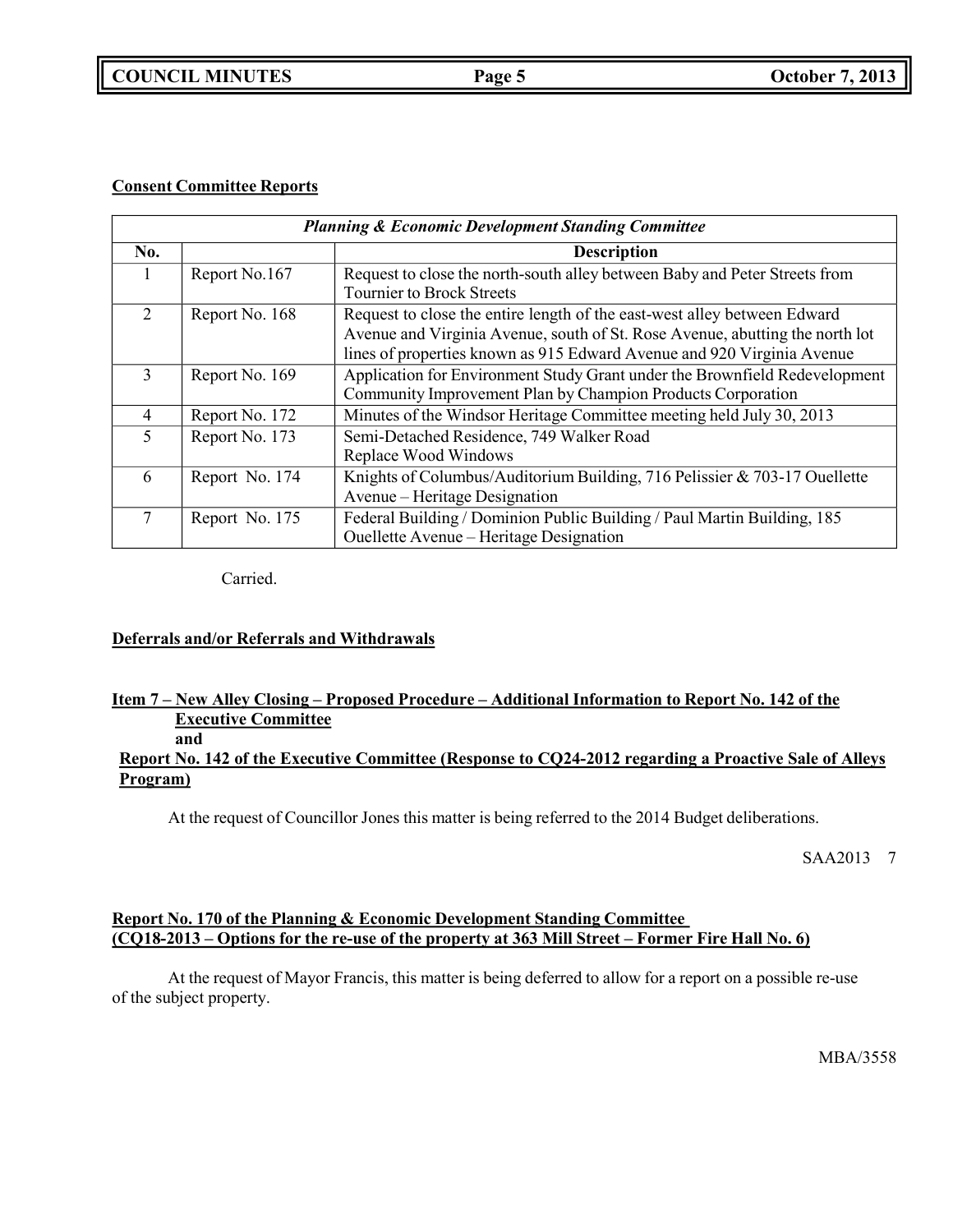**Consent Committee Reports**

| *Planning & Economic Development Standing Committee* | | |
|---|---|---|
| **No.** | | **Description** |
| 1 | Report No.167 | Request to close the north-south alley between Baby and Peter Streets from Tournier to Brock Streets |
| 2 | Report No. 168 | Request to close the entire length of the east-west alley between Edward Avenue and Virginia Avenue, south of St. Rose Avenue, abutting the north lot lines of properties known as 915 Edward Avenue and 920 Virginia Avenue |
| 3 | Report No. 169 | Application for Environment Study Grant under the Brownfield Redevelopment Community Improvement Plan by Champion Products Corporation |
| 4 | Report No. 172 | Minutes of the Windsor Heritage Committee meeting held July 30, 2013 |
| 5 | Report No. 173 | Semi-Detached Residence, 749 Walker Road Replace Wood Windows |
| 6 | Report No. 174 | Knights of Columbus/Auditorium Building, 716 Pelissier & 703-17 Ouellette Avenue – Heritage Designation |
| 7 | Report No. 175 | Federal Building / Dominion Public Building / Paul Martin Building, 185 Ouellette Avenue – Heritage Designation |

Carried.

**Deferrals and/or Referrals and Withdrawals**

**Item 7 – New Alley Closing – Proposed Procedure – Additional Information to Report No. 142 of the Executive Committee**
**and**
**Report No. 142 of the Executive Committee (Response to CQ24-2012 regarding a Proactive Sale of Alleys Program)**

At the request of Councillor Jones this matter is being referred to the 2014 Budget deliberations.

SAA2013 7

**Report No. 170 of the Planning & Economic Development Standing Committee (CQ18-2013 – Options for the re-use of the property at 363 Mill Street – Former Fire Hall No. 6)**

At the request of Mayor Francis, this matter is being deferred to allow for a report on a possible re-use of the subject property.

MBA/3558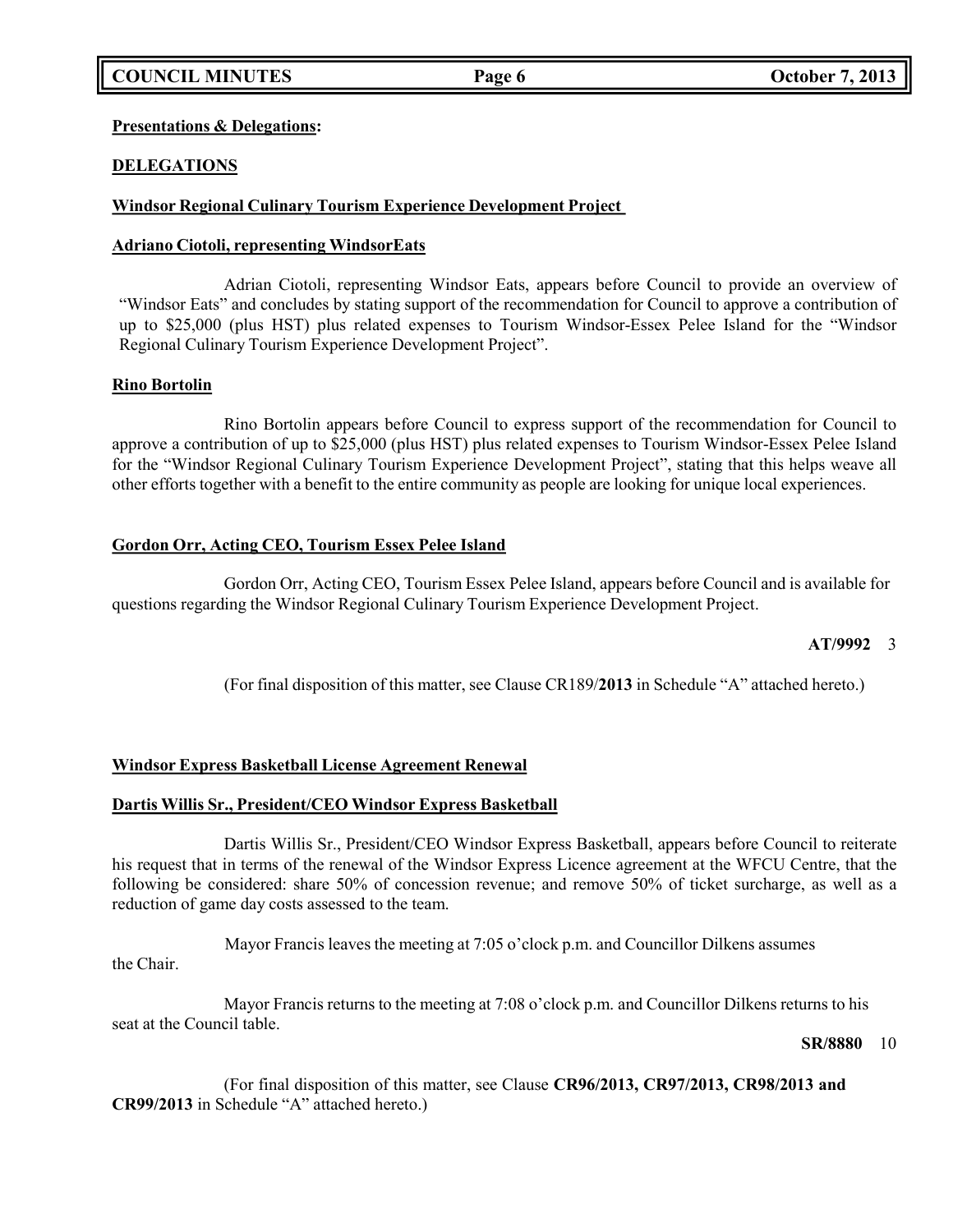**Presentations & Delegations:**

**DELEGATIONS**

**Windsor Regional Culinary Tourism Experience Development Project**

**Adriano Ciotoli, representing WindsorEats**

Adrian Ciotoli, representing Windsor Eats, appears before Council to provide an overview of "Windsor Eats" and concludes by stating support of the recommendation for Council to approve a contribution of up to $25,000 (plus HST) plus related expenses to Tourism Windsor-Essex Pelee Island for the "Windsor Regional Culinary Tourism Experience Development Project".

**Rino Bortolin**

Rino Bortolin appears before Council to express support of the recommendation for Council to approve a contribution of up to $25,000 (plus HST) plus related expenses to Tourism Windsor-Essex Pelee Island for the "Windsor Regional Culinary Tourism Experience Development Project", stating that this helps weave all other efforts together with a benefit to the entire community as people are looking for unique local experiences.

**Gordon Orr, Acting CEO, Tourism Essex Pelee Island**

Gordon Orr, Acting CEO, Tourism Essex Pelee Island, appears before Council and is available for questions regarding the Windsor Regional Culinary Tourism Experience Development Project.

**AT/9992** 3

(For final disposition of this matter, see Clause CR189/**2013** in Schedule "A" attached hereto.)

**Windsor Express Basketball License Agreement Renewal**

**Dartis Willis Sr., President/CEO Windsor Express Basketball**

Dartis Willis Sr., President/CEO Windsor Express Basketball, appears before Council to reiterate his request that in terms of the renewal of the Windsor Express Licence agreement at the WFCU Centre, that the following be considered: share 50% of concession revenue; and remove 50% of ticket surcharge, as well as a reduction of game day costs assessed to the team.

Mayor Francis leaves the meeting at 7:05 o'clock p.m. and Councillor Dilkens assumes the Chair.

Mayor Francis returns to the meeting at 7:08 o'clock p.m. and Councillor Dilkens returns to his seat at the Council table.

**SR/8880** 10

(For final disposition of this matter, see Clause **CR96/2013, CR97/2013, CR98/2013 and CR99/2013** in Schedule "A" attached hereto.)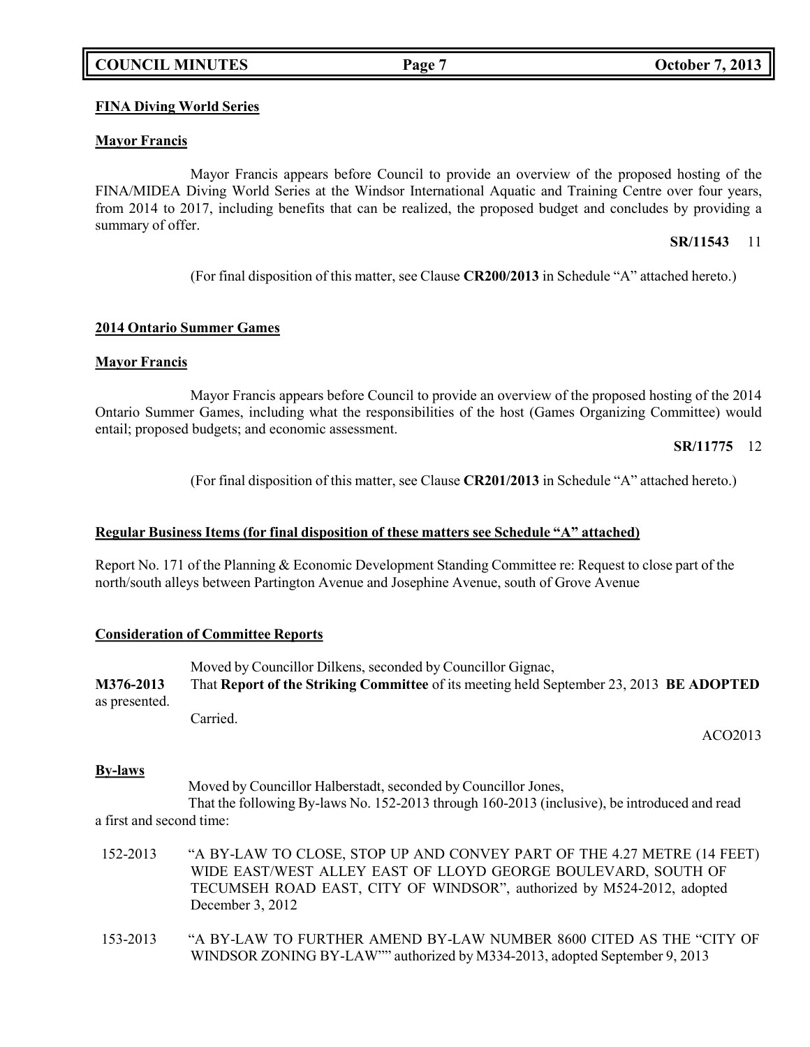**FINA Diving World Series**

**Mayor Francis**

Mayor Francis appears before Council to provide an overview of the proposed hosting of the FINA/MIDEA Diving World Series at the Windsor International Aquatic and Training Centre over four years, from 2014 to 2017, including benefits that can be realized, the proposed budget and concludes by providing a summary of offer.

**SR/11543** 11

(For final disposition of this matter, see Clause **CR200/2013** in Schedule "A" attached hereto.)

**2014 Ontario Summer Games**

**Mayor Francis**

Mayor Francis appears before Council to provide an overview of the proposed hosting of the 2014 Ontario Summer Games, including what the responsibilities of the host (Games Organizing Committee) would entail; proposed budgets; and economic assessment.

**SR/11775** 12

(For final disposition of this matter, see Clause **CR201/2013** in Schedule "A" attached hereto.)

**Regular Business Items (for final disposition of these matters see Schedule "A" attached)**

Report No. 171 of the Planning & Economic Development Standing Committee re: Request to close part of the north/south alleys between Partington Avenue and Josephine Avenue, south of Grove Avenue

**Consideration of Committee Reports**

Moved by Councillor Dilkens, seconded by Councillor Gignac,

**M376-2013** That **Report of the Striking Committee** of its meeting held September 23, 2013 **BE ADOPTED** as presented.

Carried.

ACO2013

**By-laws**

Moved by Councillor Halberstadt, seconded by Councillor Jones,

That the following By-laws No. 152-2013 through 160-2013 (inclusive), be introduced and read a first and second time:

152-2013 "A BY-LAW TO CLOSE, STOP UP AND CONVEY PART OF THE 4.27 METRE (14 FEET) WIDE EAST/WEST ALLEY EAST OF LLOYD GEORGE BOULEVARD, SOUTH OF TECUMSEH ROAD EAST, CITY OF WINDSOR", authorized by M524-2012, adopted December 3, 2012

153-2013 "A BY-LAW TO FURTHER AMEND BY-LAW NUMBER 8600 CITED AS THE "CITY OF WINDSOR ZONING BY-LAW"" authorized by M334-2013, adopted September 9, 2013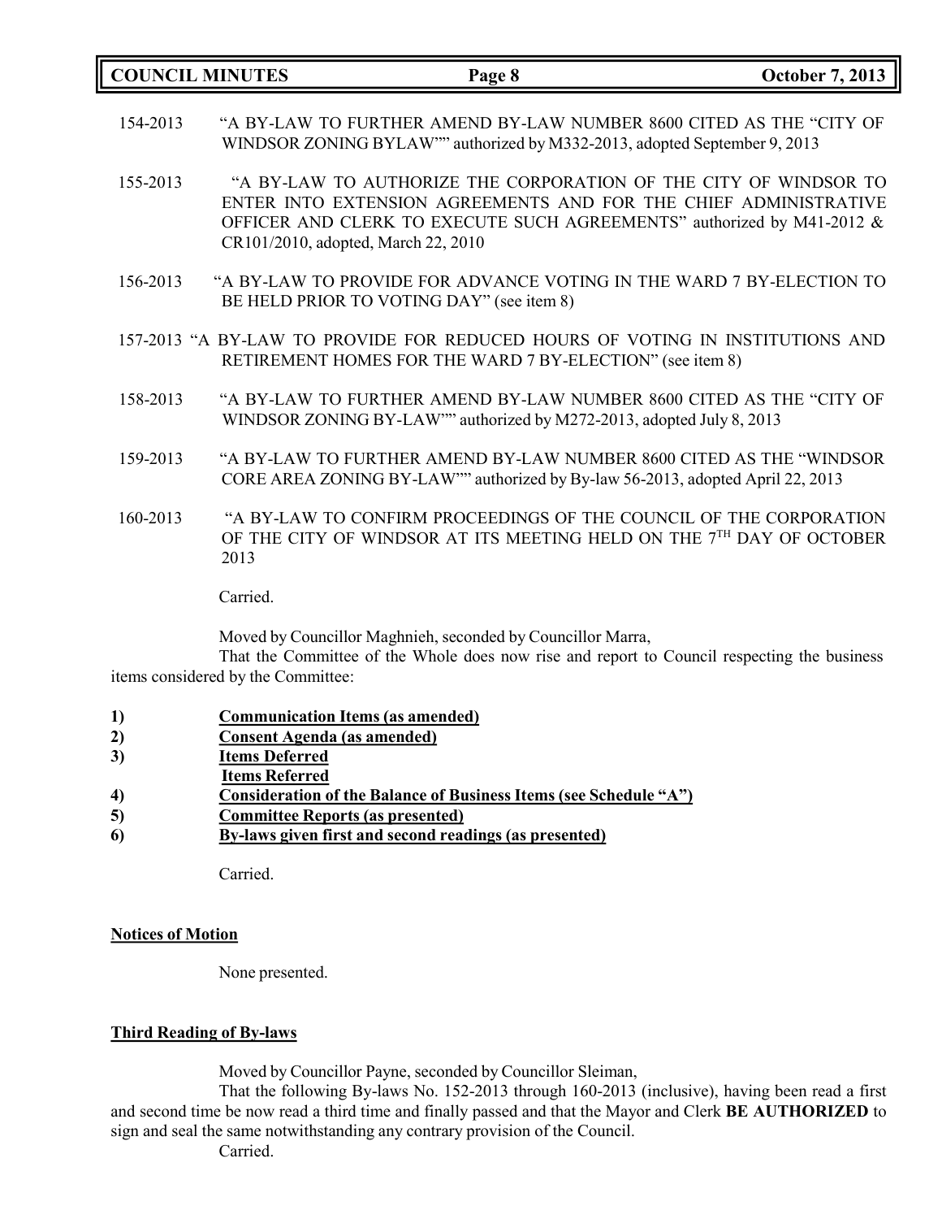154-2013 "A BY-LAW TO FURTHER AMEND BY-LAW NUMBER 8600 CITED AS THE "CITY OF WINDSOR ZONING BYLAW"" authorized by M332-2013, adopted September 9, 2013

155-2013 "A BY-LAW TO AUTHORIZE THE CORPORATION OF THE CITY OF WINDSOR TO ENTER INTO EXTENSION AGREEMENTS AND FOR THE CHIEF ADMINISTRATIVE OFFICER AND CLERK TO EXECUTE SUCH AGREEMENTS" authorized by M41-2012 & CR101/2010, adopted, March 22, 2010

156-2013 "A BY-LAW TO PROVIDE FOR ADVANCE VOTING IN THE WARD 7 BY-ELECTION TO BE HELD PRIOR TO VOTING DAY" (see item 8)

157-2013 "A BY-LAW TO PROVIDE FOR REDUCED HOURS OF VOTING IN INSTITUTIONS AND RETIREMENT HOMES FOR THE WARD 7 BY-ELECTION" (see item 8)

158-2013 "A BY-LAW TO FURTHER AMEND BY-LAW NUMBER 8600 CITED AS THE "CITY OF WINDSOR ZONING BY-LAW"" authorized by M272-2013, adopted July 8, 2013

159-2013 "A BY-LAW TO FURTHER AMEND BY-LAW NUMBER 8600 CITED AS THE "WINDSOR CORE AREA ZONING BY-LAW"" authorized by By-law 56-2013, adopted April 22, 2013

160-2013 "A BY-LAW TO CONFIRM PROCEEDINGS OF THE COUNCIL OF THE CORPORATION OF THE CITY OF WINDSOR AT ITS MEETING HELD ON THE 7TH DAY OF OCTOBER 2013

Carried.

Moved by Councillor Maghnieh, seconded by Councillor Marra,

That the Committee of the Whole does now rise and report to Council respecting the business items considered by the Committee:

1) **Communication Items (as amended)**
2) **Consent Agenda (as amended)**
3) **Items Deferred**
   **Items Referred**
4) **Consideration of the Balance of Business Items (see Schedule "A")**
5) **Committee Reports (as presented)**
6) **By-laws given first and second readings (as presented)**

Carried.

**Notices of Motion**

None presented.

**Third Reading of By-laws**

Moved by Councillor Payne, seconded by Councillor Sleiman,

That the following By-laws No. 152-2013 through 160-2013 (inclusive), having been read a first and second time be now read a third time and finally passed and that the Mayor and Clerk **BE AUTHORIZED** to sign and seal the same notwithstanding any contrary provision of the Council.

Carried.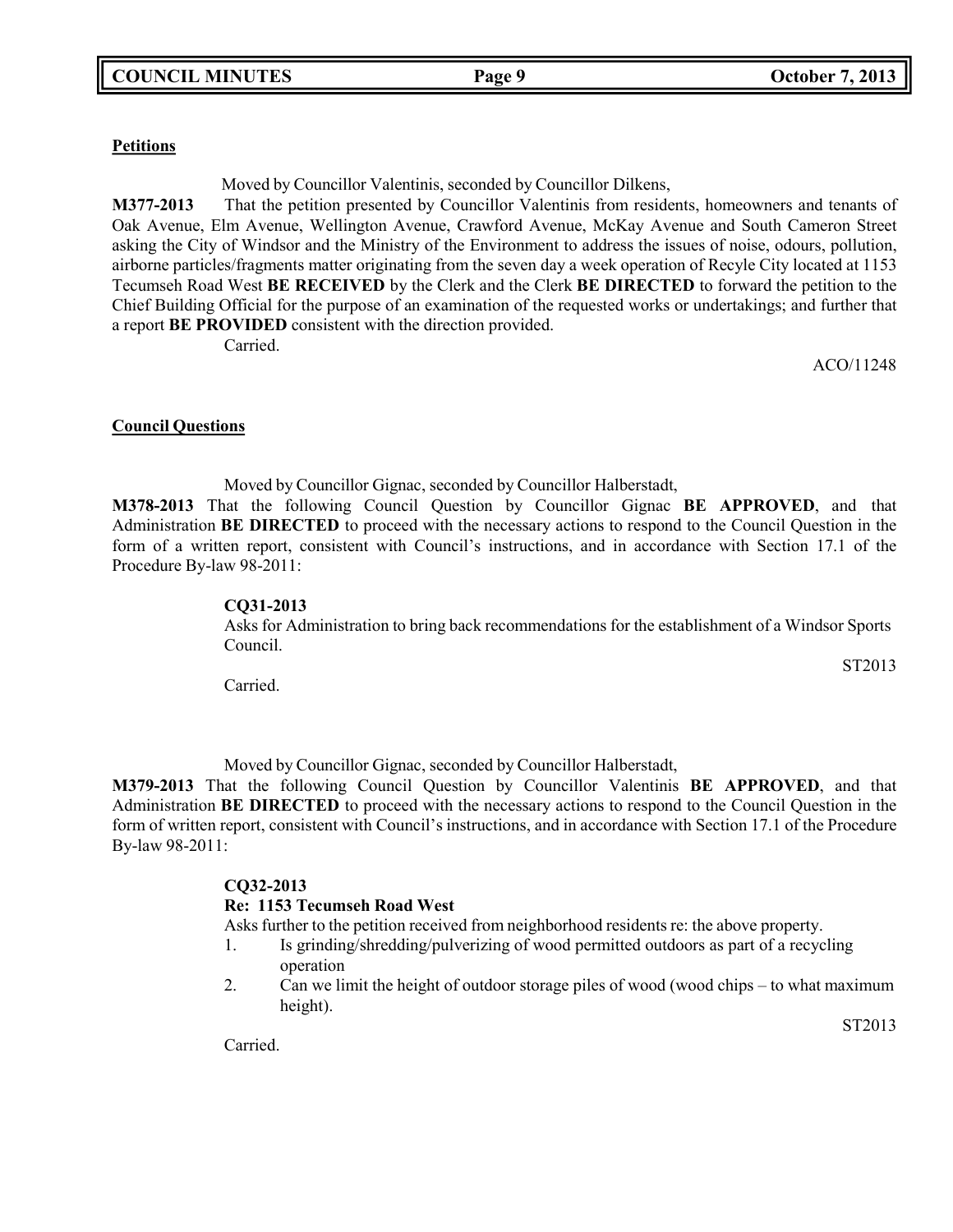**Petitions**

Moved by Councillor Valentinis, seconded by Councillor Dilkens,

**M377-2013** That the petition presented by Councillor Valentinis from residents, homeowners and tenants of Oak Avenue, Elm Avenue, Wellington Avenue, Crawford Avenue, McKay Avenue and South Cameron Street asking the City of Windsor and the Ministry of the Environment to address the issues of noise, odours, pollution, airborne particles/fragments matter originating from the seven day a week operation of Recyle City located at 1153 Tecumseh Road West **BE RECEIVED** by the Clerk and the Clerk **BE DIRECTED** to forward the petition to the Chief Building Official for the purpose of an examination of the requested works or undertakings; and further that a report **BE PROVIDED** consistent with the direction provided.

Carried.

ACO/11248

**Council Questions**

Moved by Councillor Gignac, seconded by Councillor Halberstadt,

**M378-2013** That the following Council Question by Councillor Gignac **BE APPROVED**, and that Administration **BE DIRECTED** to proceed with the necessary actions to respond to the Council Question in the form of a written report, consistent with Council's instructions, and in accordance with Section 17.1 of the Procedure By-law 98-2011:

**CQ31-2013**

Asks for Administration to bring back recommendations for the establishment of a Windsor Sports Council.

ST2013

Carried.

Moved by Councillor Gignac, seconded by Councillor Halberstadt,

**M379-2013** That the following Council Question by Councillor Valentinis **BE APPROVED**, and that Administration **BE DIRECTED** to proceed with the necessary actions to respond to the Council Question in the form of written report, consistent with Council's instructions, and in accordance with Section 17.1 of the Procedure By-law 98-2011:

**CQ32-2013**

**Re: 1153 Tecumseh Road West**

Asks further to the petition received from neighborhood residents re: the above property.

1. Is grinding/shredding/pulverizing of wood permitted outdoors as part of a recycling operation
2. Can we limit the height of outdoor storage piles of wood (wood chips – to what maximum height).

ST2013

Carried.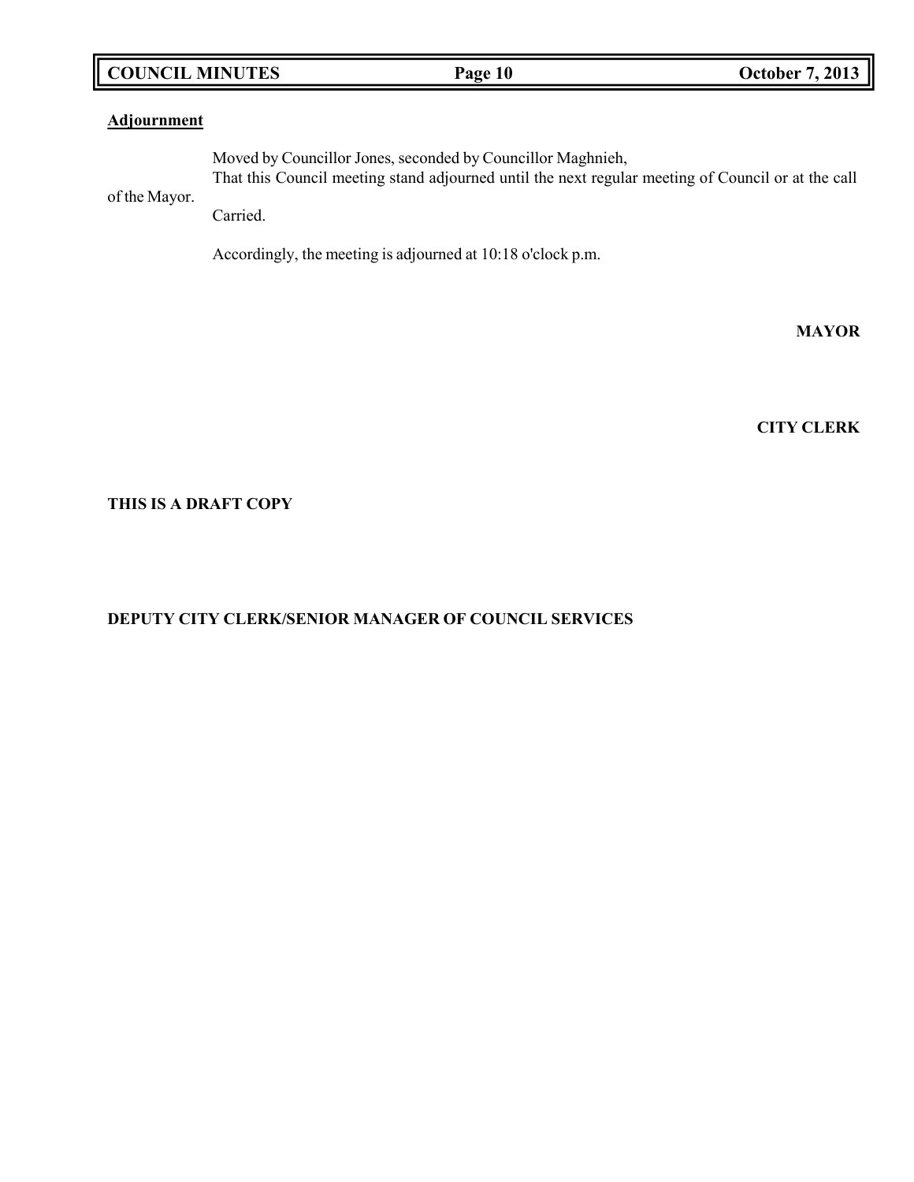**Adjournment**

Moved by Councillor Jones, seconded by Councillor Maghnieh,
That this Council meeting stand adjourned until the next regular meeting of Council or at the call of the Mayor.

Carried.

Accordingly, the meeting is adjourned at 10:18 o'clock p.m.

**MAYOR**

**CITY CLERK**

**THIS IS A DRAFT COPY**

**DEPUTY CITY CLERK/SENIOR MANAGER OF COUNCIL SERVICES**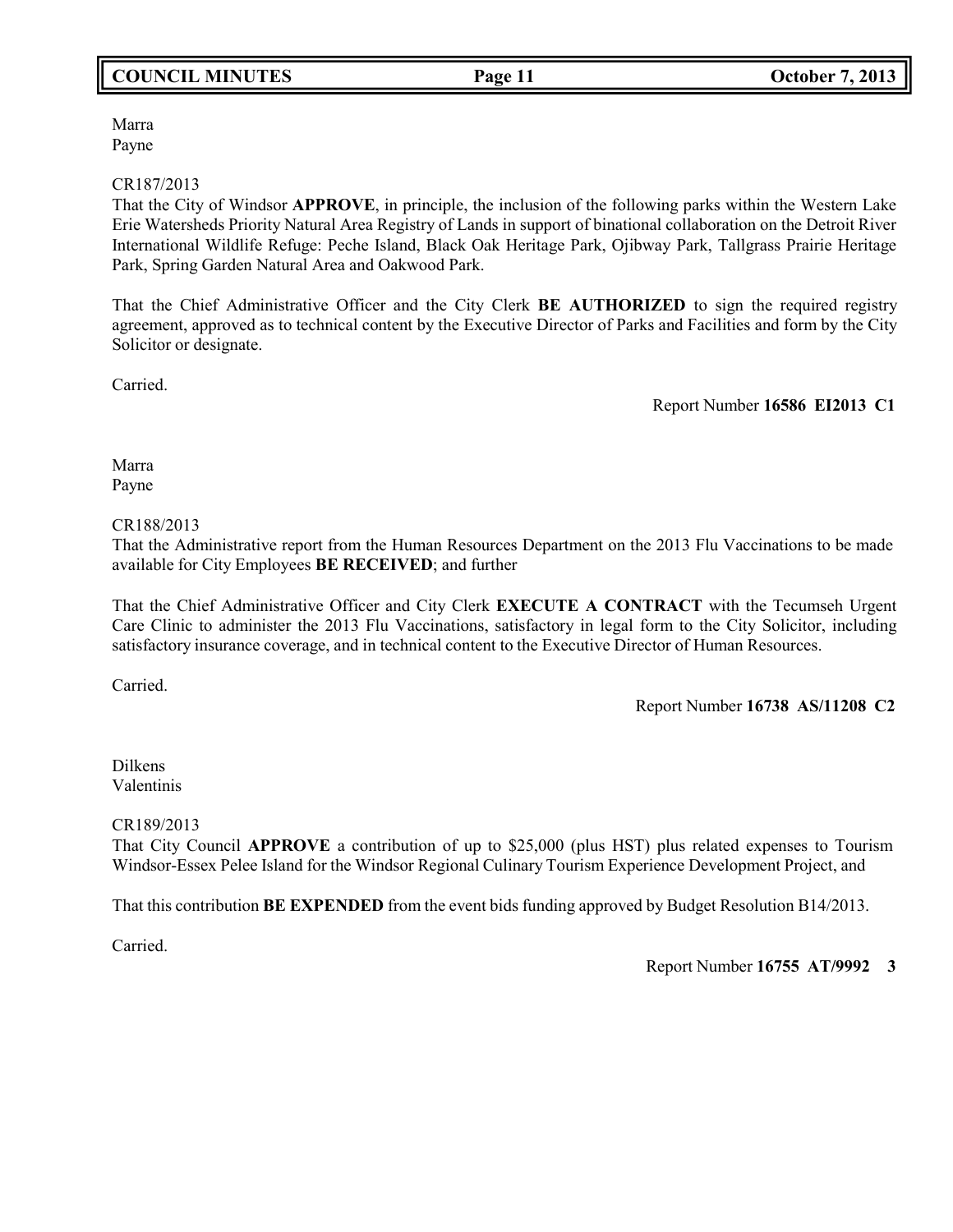Marra
Payne

CR187/2013
That the City of Windsor **APPROVE**, in principle, the inclusion of the following parks within the Western Lake Erie Watersheds Priority Natural Area Registry of Lands in support of binational collaboration on the Detroit River International Wildlife Refuge: Peche Island, Black Oak Heritage Park, Ojibway Park, Tallgrass Prairie Heritage Park, Spring Garden Natural Area and Oakwood Park.

That the Chief Administrative Officer and the City Clerk **BE AUTHORIZED** to sign the required registry agreement, approved as to technical content by the Executive Director of Parks and Facilities and form by the City Solicitor or designate.

Carried.

Report Number **16586 EI2013 C1**

Marra
Payne

CR188/2013
That the Administrative report from the Human Resources Department on the 2013 Flu Vaccinations to be made available for City Employees **BE RECEIVED**; and further

That the Chief Administrative Officer and City Clerk **EXECUTE A CONTRACT** with the Tecumseh Urgent Care Clinic to administer the 2013 Flu Vaccinations, satisfactory in legal form to the City Solicitor, including satisfactory insurance coverage, and in technical content to the Executive Director of Human Resources.

Carried.

Report Number **16738 AS/11208 C2**

Dilkens
Valentinis

CR189/2013
That City Council **APPROVE** a contribution of up to $25,000 (plus HST) plus related expenses to Tourism Windsor-Essex Pelee Island for the Windsor Regional Culinary Tourism Experience Development Project, and

That this contribution **BE EXPENDED** from the event bids funding approved by Budget Resolution B14/2013.

Carried.

Report Number **16755 AT/9992 3**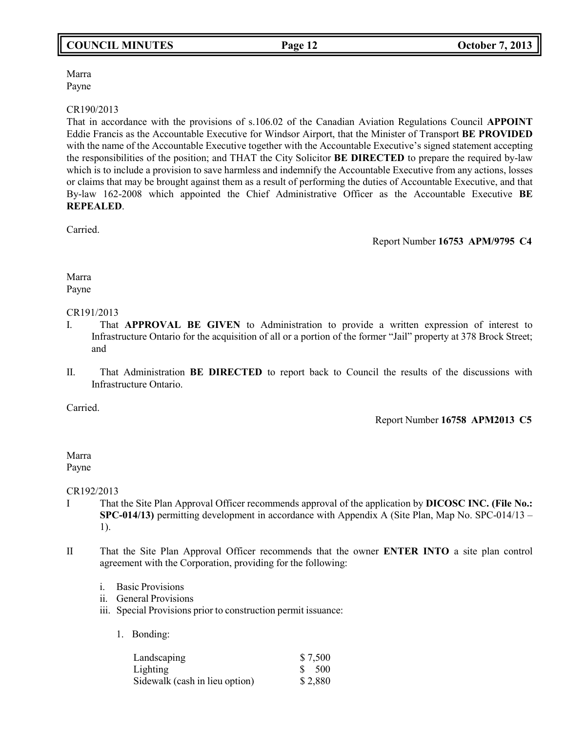Marra
Payne

CR190/2013
That in accordance with the provisions of s.106.02 of the Canadian Aviation Regulations Council **APPOINT** Eddie Francis as the Accountable Executive for Windsor Airport, that the Minister of Transport **BE PROVIDED** with the name of the Accountable Executive together with the Accountable Executive's signed statement accepting the responsibilities of the position; and THAT the City Solicitor **BE DIRECTED** to prepare the required by-law which is to include a provision to save harmless and indemnify the Accountable Executive from any actions, losses or claims that may be brought against them as a result of performing the duties of Accountable Executive, and that By-law 162-2008 which appointed the Chief Administrative Officer as the Accountable Executive **BE REPEALED**.

Carried.

Report Number **16753 APM/9795 C4**

Marra
Payne

CR191/2013

I. That **APPROVAL BE GIVEN** to Administration to provide a written expression of interest to Infrastructure Ontario for the acquisition of all or a portion of the former "Jail" property at 378 Brock Street; and

II. That Administration **BE DIRECTED** to report back to Council the results of the discussions with Infrastructure Ontario.

Carried.

Report Number **16758 APM2013 C5**

Marra
Payne

CR192/2013

I That the Site Plan Approval Officer recommends approval of the application by **DICOSC INC. (File No.: SPC-014/13)** permitting development in accordance with Appendix A (Site Plan, Map No. SPC-014/13 – 1).

II That the Site Plan Approval Officer recommends that the owner **ENTER INTO** a site plan control agreement with the Corporation, providing for the following:

i. Basic Provisions
ii. General Provisions
iii. Special Provisions prior to construction permit issuance:

1. Bonding:

| | |
|---|---|
| Landscaping | $ 7,500 |
| Lighting | $ 500 |
| Sidewalk (cash in lieu option) | $ 2,880 |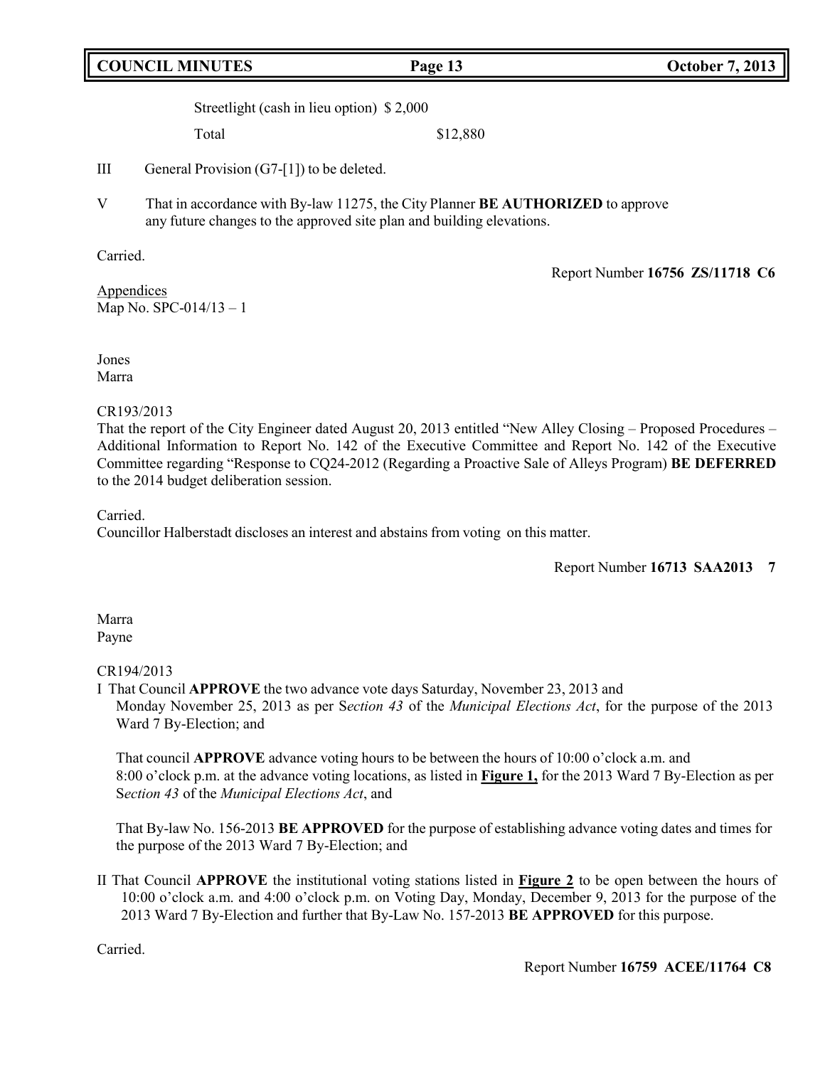Streetlight (cash in lieu option) $ 2,000

Total $12,880

III General Provision (G7-[1]) to be deleted.

V That in accordance with By-law 11275, the City Planner **BE AUTHORIZED** to approve any future changes to the approved site plan and building elevations.

Carried.

Report Number **16756 ZS/11718 C6**

Appendices
Map No. SPC-014/13 – 1

Jones
Marra

CR193/2013
That the report of the City Engineer dated August 20, 2013 entitled "New Alley Closing – Proposed Procedures – Additional Information to Report No. 142 of the Executive Committee and Report No. 142 of the Executive Committee regarding "Response to CQ24-2012 (Regarding a Proactive Sale of Alleys Program) **BE DEFERRED** to the 2014 budget deliberation session.

Carried.
Councillor Halberstadt discloses an interest and abstains from voting on this matter.

Report Number **16713 SAA2013 7**

Marra
Payne

CR194/2013
I That Council **APPROVE** the two advance vote days Saturday, November 23, 2013 and Monday November 25, 2013 as per S*ection 43* of the *Municipal Elections Act*, for the purpose of the 2013 Ward 7 By-Election; and

That council **APPROVE** advance voting hours to be between the hours of 10:00 o'clock a.m. and 8:00 o'clock p.m. at the advance voting locations, as listed in **Figure 1,** for the 2013 Ward 7 By-Election as per S*ection 43* of the *Municipal Elections Act*, and

That By-law No. 156-2013 **BE APPROVED** for the purpose of establishing advance voting dates and times for the purpose of the 2013 Ward 7 By-Election; and

II That Council **APPROVE** the institutional voting stations listed in **Figure 2** to be open between the hours of 10:00 o'clock a.m. and 4:00 o'clock p.m. on Voting Day, Monday, December 9, 2013 for the purpose of the 2013 Ward 7 By-Election and further that By-Law No. 157-2013 **BE APPROVED** for this purpose.

Carried.

Report Number **16759 ACEE/11764 C8**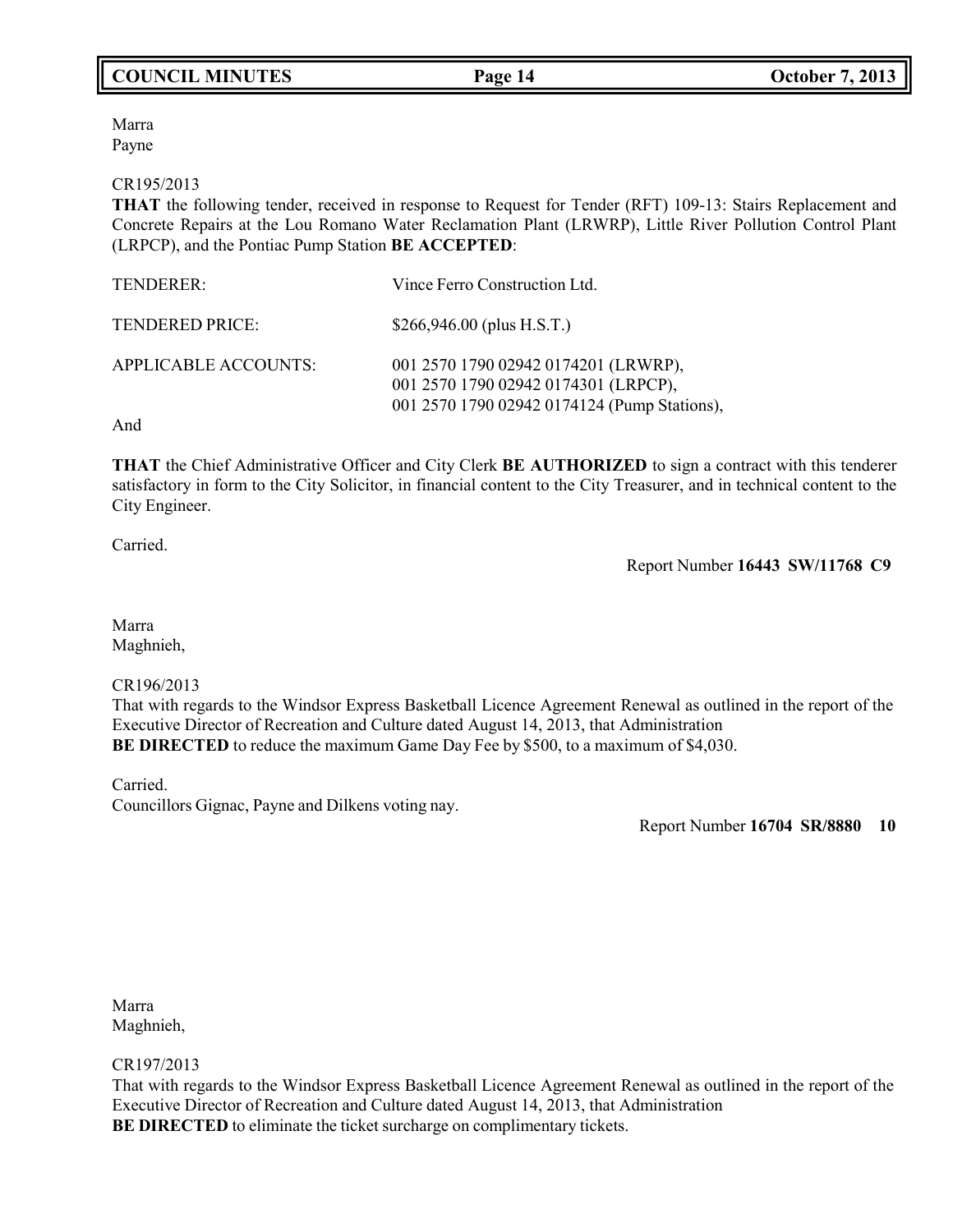Marra
Payne

CR195/2013
**THAT** the following tender, received in response to Request for Tender (RFT) 109-13: Stairs Replacement and Concrete Repairs at the Lou Romano Water Reclamation Plant (LRWRP), Little River Pollution Control Plant (LRPCP), and the Pontiac Pump Station **BE ACCEPTED**:

| | |
|---|---|
| TENDERER: | Vince Ferro Construction Ltd. |
| TENDERED PRICE: | $266,946.00 (plus H.S.T.) |
| APPLICABLE ACCOUNTS: | 001 2570 1790 02942 0174201 (LRWRP),<br>001 2570 1790 02942 0174301 (LRPCP),<br>001 2570 1790 02942 0174124 (Pump Stations), |

And

**THAT** the Chief Administrative Officer and City Clerk **BE AUTHORIZED** to sign a contract with this tenderer satisfactory in form to the City Solicitor, in financial content to the City Treasurer, and in technical content to the City Engineer.

Carried.

Report Number **16443 SW/11768 C9**

Marra
Maghnieh,

CR196/2013
That with regards to the Windsor Express Basketball Licence Agreement Renewal as outlined in the report of the Executive Director of Recreation and Culture dated August 14, 2013, that Administration **BE DIRECTED** to reduce the maximum Game Day Fee by $500, to a maximum of $4,030.

Carried.
Councillors Gignac, Payne and Dilkens voting nay.

Report Number **16704 SR/8880 10**

Marra
Maghnieh,

CR197/2013
That with regards to the Windsor Express Basketball Licence Agreement Renewal as outlined in the report of the Executive Director of Recreation and Culture dated August 14, 2013, that Administration **BE DIRECTED** to eliminate the ticket surcharge on complimentary tickets.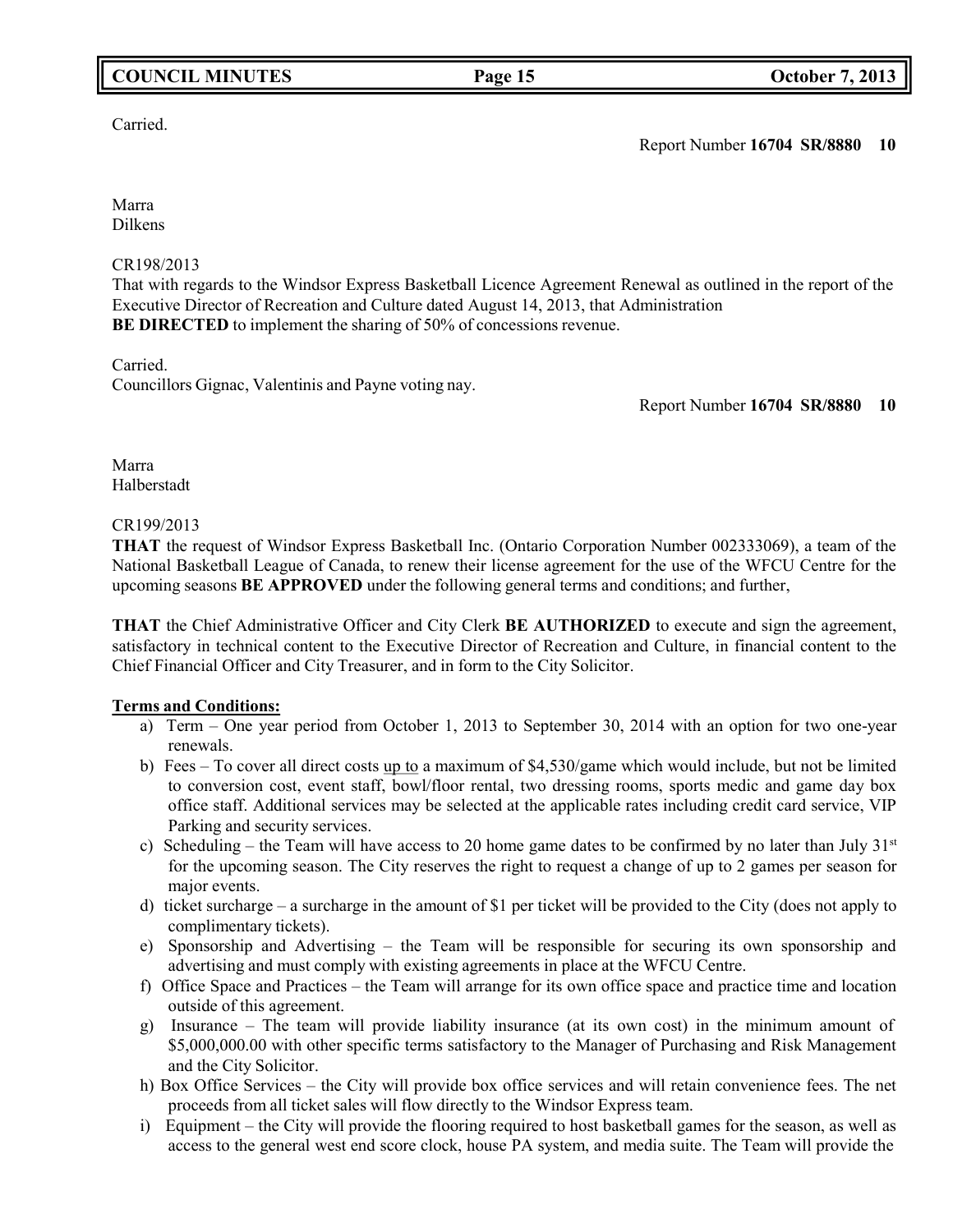Carried.

Report Number **16704 SR/8880 10**

Marra
Dilkens

CR198/2013
That with regards to the Windsor Express Basketball Licence Agreement Renewal as outlined in the report of the Executive Director of Recreation and Culture dated August 14, 2013, that Administration **BE DIRECTED** to implement the sharing of 50% of concessions revenue.

Carried.
Councillors Gignac, Valentinis and Payne voting nay.

Report Number **16704 SR/8880 10**

Marra
Halberstadt

CR199/2013
**THAT** the request of Windsor Express Basketball Inc. (Ontario Corporation Number 002333069), a team of the National Basketball League of Canada, to renew their license agreement for the use of the WFCU Centre for the upcoming seasons **BE APPROVED** under the following general terms and conditions; and further,

**THAT** the Chief Administrative Officer and City Clerk **BE AUTHORIZED** to execute and sign the agreement, satisfactory in technical content to the Executive Director of Recreation and Culture, in financial content to the Chief Financial Officer and City Treasurer, and in form to the City Solicitor.

**Terms and Conditions:**

a) Term – One year period from October 1, 2013 to September 30, 2014 with an option for two one-year renewals.
b) Fees – To cover all direct costs up to a maximum of $4,530/game which would include, but not be limited to conversion cost, event staff, bowl/floor rental, two dressing rooms, sports medic and game day box office staff. Additional services may be selected at the applicable rates including credit card service, VIP Parking and security services.
c) Scheduling – the Team will have access to 20 home game dates to be confirmed by no later than July 31st for the upcoming season. The City reserves the right to request a change of up to 2 games per season for major events.
d) ticket surcharge – a surcharge in the amount of $1 per ticket will be provided to the City (does not apply to complimentary tickets).
e) Sponsorship and Advertising – the Team will be responsible for securing its own sponsorship and advertising and must comply with existing agreements in place at the WFCU Centre.
f) Office Space and Practices – the Team will arrange for its own office space and practice time and location outside of this agreement.
g) Insurance – The team will provide liability insurance (at its own cost) in the minimum amount of $5,000,000.00 with other specific terms satisfactory to the Manager of Purchasing and Risk Management and the City Solicitor.
h) Box Office Services – the City will provide box office services and will retain convenience fees. The net proceeds from all ticket sales will flow directly to the Windsor Express team.
i) Equipment – the City will provide the flooring required to host basketball games for the season, as well as access to the general west end score clock, house PA system, and media suite. The Team will provide the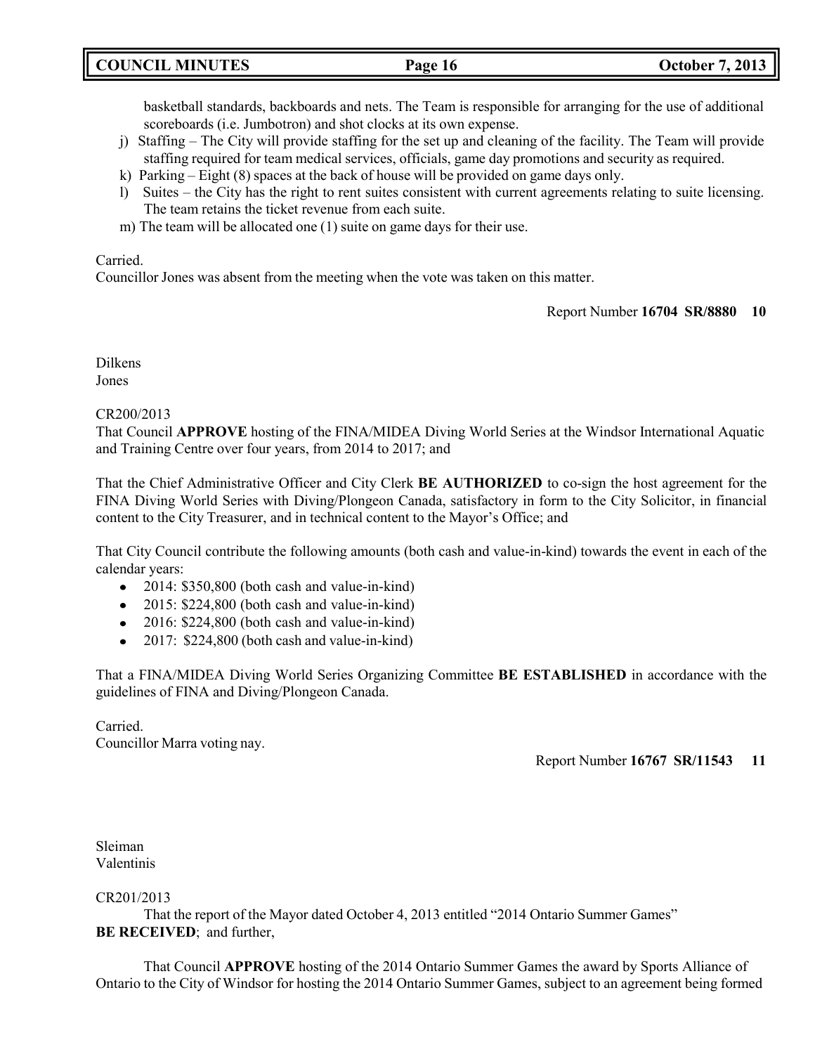basketball standards, backboards and nets. The Team is responsible for arranging for the use of additional scoreboards (i.e. Jumbotron) and shot clocks at its own expense.

j) Staffing – The City will provide staffing for the set up and cleaning of the facility. The Team will provide staffing required for team medical services, officials, game day promotions and security as required.

k) Parking – Eight (8) spaces at the back of house will be provided on game days only.

l) Suites – the City has the right to rent suites consistent with current agreements relating to suite licensing. The team retains the ticket revenue from each suite.

m) The team will be allocated one (1) suite on game days for their use.

Carried.
Councillor Jones was absent from the meeting when the vote was taken on this matter.

Report Number **16704 SR/8880 10**

Dilkens
Jones

CR200/2013
That Council **APPROVE** hosting of the FINA/MIDEA Diving World Series at the Windsor International Aquatic and Training Centre over four years, from 2014 to 2017; and

That the Chief Administrative Officer and City Clerk **BE AUTHORIZED** to co-sign the host agreement for the FINA Diving World Series with Diving/Plongeon Canada, satisfactory in form to the City Solicitor, in financial content to the City Treasurer, and in technical content to the Mayor's Office; and

That City Council contribute the following amounts (both cash and value-in-kind) towards the event in each of the calendar years:

- 2014: $350,800 (both cash and value-in-kind)
- 2015: $224,800 (both cash and value-in-kind)
- 2016: $224,800 (both cash and value-in-kind)
- 2017: $224,800 (both cash and value-in-kind)

That a FINA/MIDEA Diving World Series Organizing Committee **BE ESTABLISHED** in accordance with the guidelines of FINA and Diving/Plongeon Canada.

Carried.
Councillor Marra voting nay.

Report Number **16767 SR/11543 11**

Sleiman
Valentinis

CR201/2013
That the report of the Mayor dated October 4, 2013 entitled "2014 Ontario Summer Games" **BE RECEIVED**; and further,

That Council **APPROVE** hosting of the 2014 Ontario Summer Games the award by Sports Alliance of Ontario to the City of Windsor for hosting the 2014 Ontario Summer Games, subject to an agreement being formed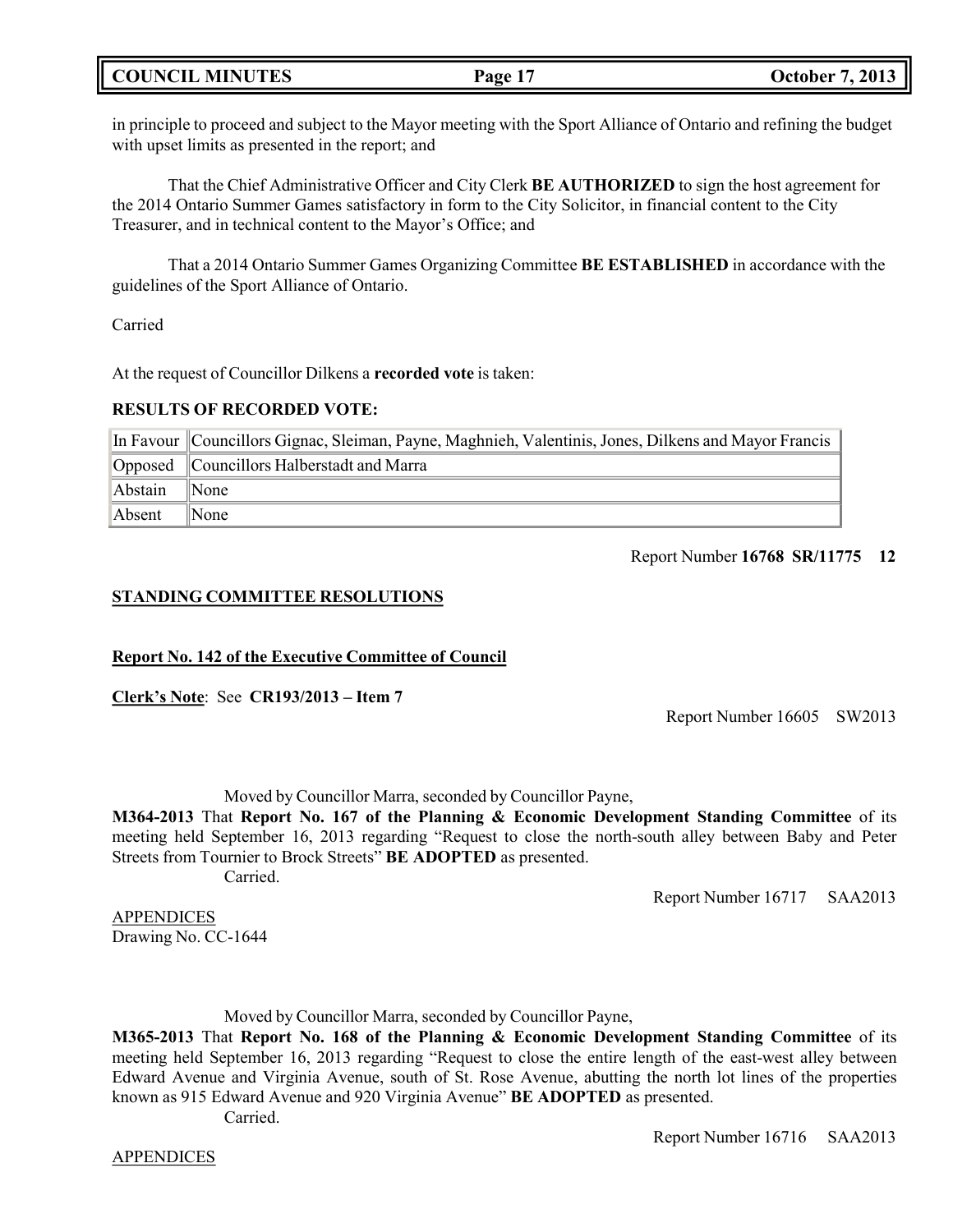in principle to proceed and subject to the Mayor meeting with the Sport Alliance of Ontario and refining the budget with upset limits as presented in the report; and

That the Chief Administrative Officer and City Clerk **BE AUTHORIZED** to sign the host agreement for the 2014 Ontario Summer Games satisfactory in form to the City Solicitor, in financial content to the City Treasurer, and in technical content to the Mayor's Office; and

That a 2014 Ontario Summer Games Organizing Committee **BE ESTABLISHED** in accordance with the guidelines of the Sport Alliance of Ontario.

Carried

At the request of Councillor Dilkens a **recorded vote** is taken:

**RESULTS OF RECORDED VOTE:**

| | |
|---|---|
| In Favour | Councillors Gignac, Sleiman, Payne, Maghnieh, Valentinis, Jones, Dilkens and Mayor Francis |
| Opposed | Councillors Halberstadt and Marra |
| Abstain | None |
| Absent | None |

Report Number **16768 SR/11775 12**

**STANDING COMMITTEE RESOLUTIONS**

**Report No. 142 of the Executive Committee of Council**

**Clerk's Note**: See **CR193/2013 – Item 7**

Report Number 16605 SW2013

Moved by Councillor Marra, seconded by Councillor Payne,

**M364-2013** That **Report No. 167 of the Planning & Economic Development Standing Committee** of its meeting held September 16, 2013 regarding "Request to close the north-south alley between Baby and Peter Streets from Tournier to Brock Streets" **BE ADOPTED** as presented.

Carried.

Report Number 16717 SAA2013

APPENDICES

Drawing No. CC-1644

Moved by Councillor Marra, seconded by Councillor Payne,

**M365-2013** That **Report No. 168 of the Planning & Economic Development Standing Committee** of its meeting held September 16, 2013 regarding "Request to close the entire length of the east-west alley between Edward Avenue and Virginia Avenue, south of St. Rose Avenue, abutting the north lot lines of the properties known as 915 Edward Avenue and 920 Virginia Avenue" **BE ADOPTED** as presented.

Carried.

Report Number 16716 SAA2013

APPENDICES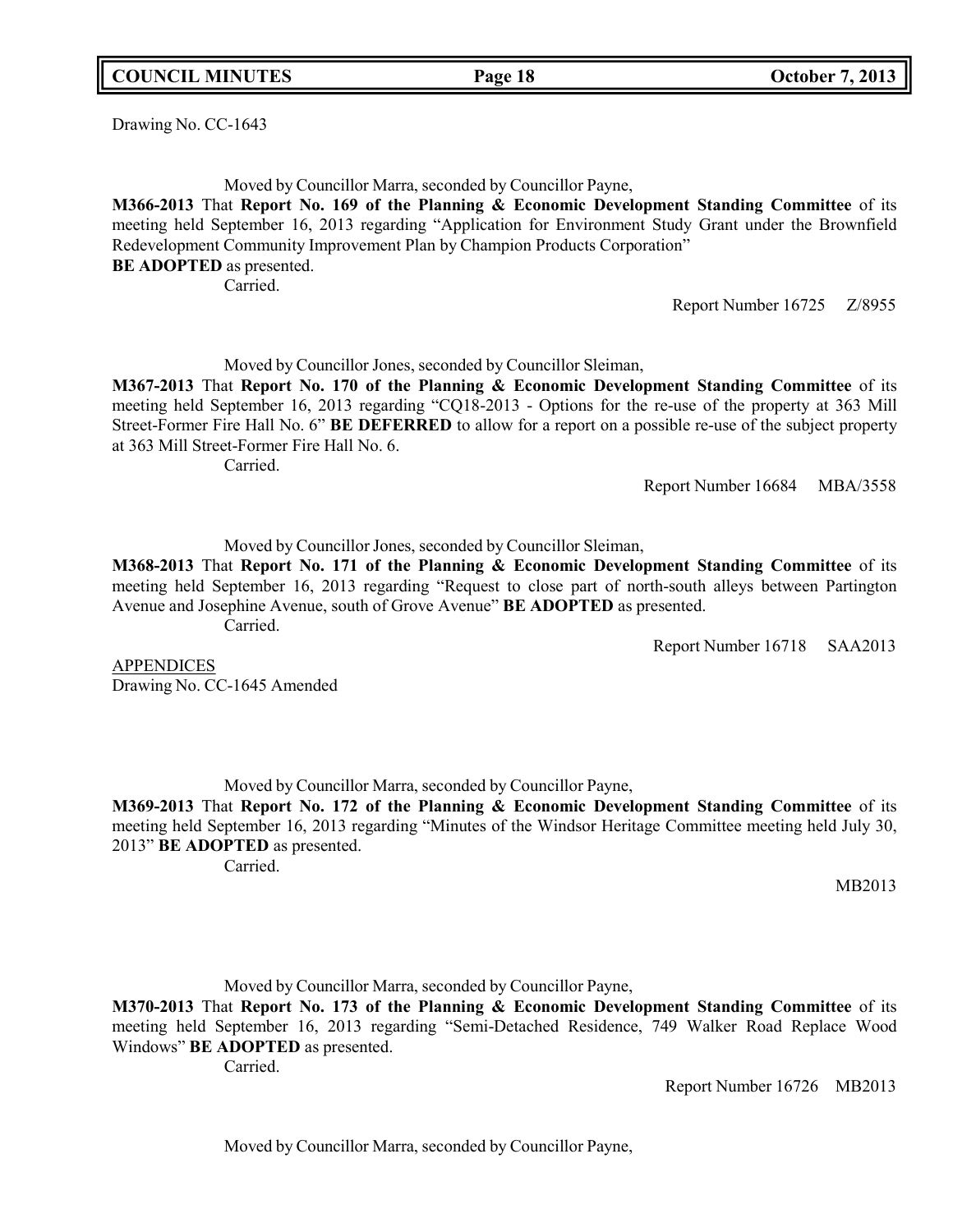Drawing No. CC-1643

Moved by Councillor Marra, seconded by Councillor Payne,

**M366-2013** That **Report No. 169 of the Planning & Economic Development Standing Committee** of its meeting held September 16, 2013 regarding "Application for Environment Study Grant under the Brownfield Redevelopment Community Improvement Plan by Champion Products Corporation"
**BE ADOPTED** as presented.

Carried.

Report Number 16725 Z/8955

Moved by Councillor Jones, seconded by Councillor Sleiman,

**M367-2013** That **Report No. 170 of the Planning & Economic Development Standing Committee** of its meeting held September 16, 2013 regarding "CQ18-2013 - Options for the re-use of the property at 363 Mill Street-Former Fire Hall No. 6" **BE DEFERRED** to allow for a report on a possible re-use of the subject property at 363 Mill Street-Former Fire Hall No. 6.

Carried.

Report Number 16684 MBA/3558

Moved by Councillor Jones, seconded by Councillor Sleiman,

**M368-2013** That **Report No. 171 of the Planning & Economic Development Standing Committee** of its meeting held September 16, 2013 regarding "Request to close part of north-south alleys between Partington Avenue and Josephine Avenue, south of Grove Avenue" **BE ADOPTED** as presented.

Carried.

Report Number 16718 SAA2013

APPENDICES
Drawing No. CC-1645 Amended

Moved by Councillor Marra, seconded by Councillor Payne,

**M369-2013** That **Report No. 172 of the Planning & Economic Development Standing Committee** of its meeting held September 16, 2013 regarding "Minutes of the Windsor Heritage Committee meeting held July 30, 2013" **BE ADOPTED** as presented.

Carried.

MB2013

Moved by Councillor Marra, seconded by Councillor Payne,

**M370-2013** That **Report No. 173 of the Planning & Economic Development Standing Committee** of its meeting held September 16, 2013 regarding "Semi-Detached Residence, 749 Walker Road Replace Wood Windows" **BE ADOPTED** as presented.

Carried.

Report Number 16726 MB2013

Moved by Councillor Marra, seconded by Councillor Payne,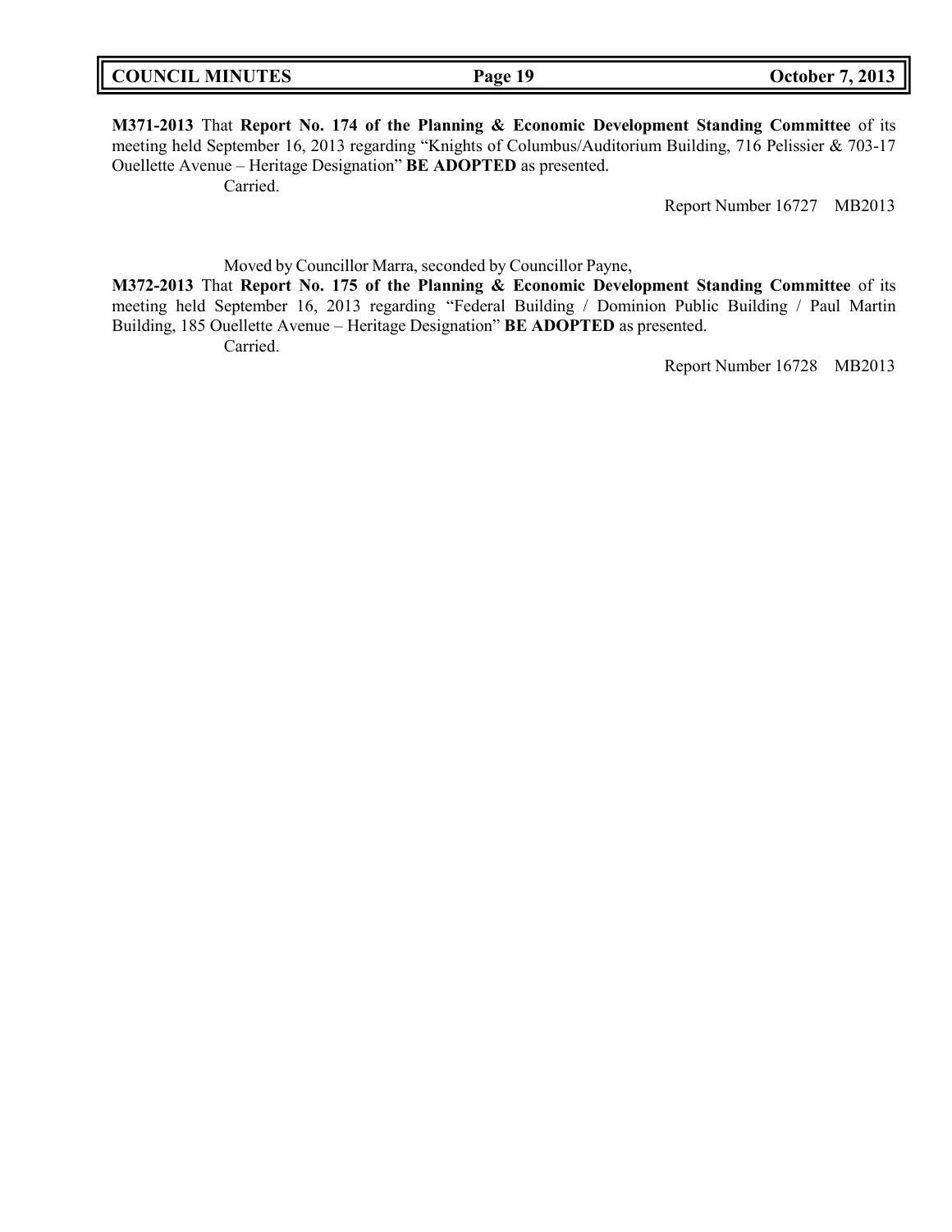**M371-2013** That **Report No. 174 of the Planning & Economic Development Standing Committee** of its meeting held September 16, 2013 regarding "Knights of Columbus/Auditorium Building, 716 Pelissier & 703-17 Ouellette Avenue – Heritage Designation" **BE ADOPTED** as presented.

Carried.

Report Number 16727 MB2013

Moved by Councillor Marra, seconded by Councillor Payne,

**M372-2013** That **Report No. 175 of the Planning & Economic Development Standing Committee** of its meeting held September 16, 2013 regarding "Federal Building / Dominion Public Building / Paul Martin Building, 185 Ouellette Avenue – Heritage Designation" **BE ADOPTED** as presented.

Carried.

Report Number 16728 MB2013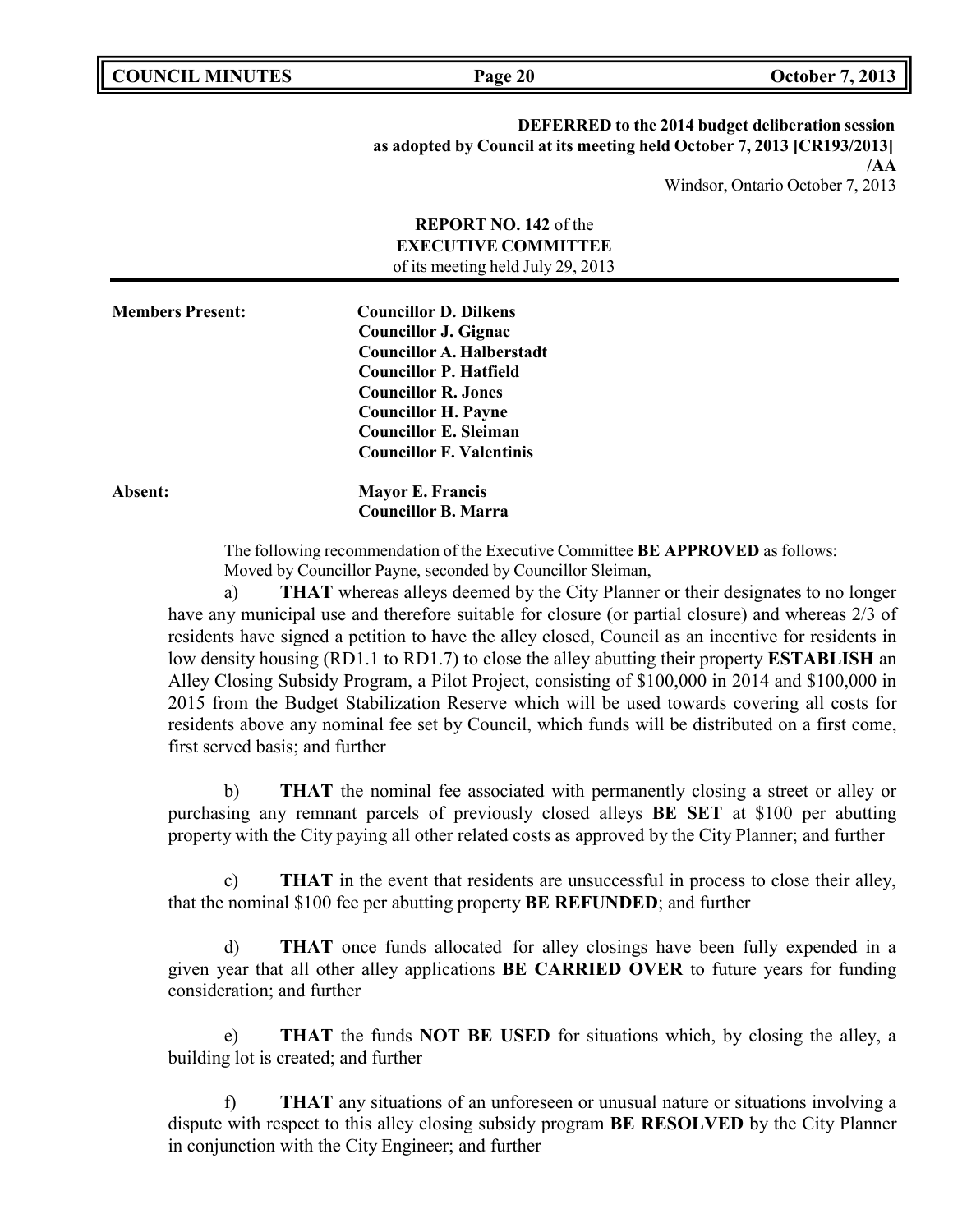**DEFERRED to the 2014 budget deliberation session as adopted by Council at its meeting held October 7, 2013 [CR193/2013]**
**/AA**
Windsor, Ontario October 7, 2013

**REPORT NO. 142** of the
**EXECUTIVE COMMITTEE**
of its meeting held July 29, 2013

---

**Members Present:**
**Councillor D. Dilkens**
**Councillor J. Gignac**
**Councillor A. Halberstadt**
**Councillor P. Hatfield**
**Councillor R. Jones**
**Councillor H. Payne**
**Councillor E. Sleiman**
**Councillor F. Valentinis**

**Absent:**
**Mayor E. Francis**
**Councillor B. Marra**

The following recommendation of the Executive Committee **BE APPROVED** as follows:
Moved by Councillor Payne, seconded by Councillor Sleiman,

a) **THAT** whereas alleys deemed by the City Planner or their designates to no longer have any municipal use and therefore suitable for closure (or partial closure) and whereas 2/3 of residents have signed a petition to have the alley closed, Council as an incentive for residents in low density housing (RD1.1 to RD1.7) to close the alley abutting their property **ESTABLISH** an Alley Closing Subsidy Program, a Pilot Project, consisting of $100,000 in 2014 and $100,000 in 2015 from the Budget Stabilization Reserve which will be used towards covering all costs for residents above any nominal fee set by Council, which funds will be distributed on a first come, first served basis; and further

b) **THAT** the nominal fee associated with permanently closing a street or alley or purchasing any remnant parcels of previously closed alleys **BE SET** at $100 per abutting property with the City paying all other related costs as approved by the City Planner; and further

c) **THAT** in the event that residents are unsuccessful in process to close their alley, that the nominal $100 fee per abutting property **BE REFUNDED**; and further

d) **THAT** once funds allocated for alley closings have been fully expended in a given year that all other alley applications **BE CARRIED OVER** to future years for funding consideration; and further

e) **THAT** the funds **NOT BE USED** for situations which, by closing the alley, a building lot is created; and further

f) **THAT** any situations of an unforeseen or unusual nature or situations involving a dispute with respect to this alley closing subsidy program **BE RESOLVED** by the City Planner in conjunction with the City Engineer; and further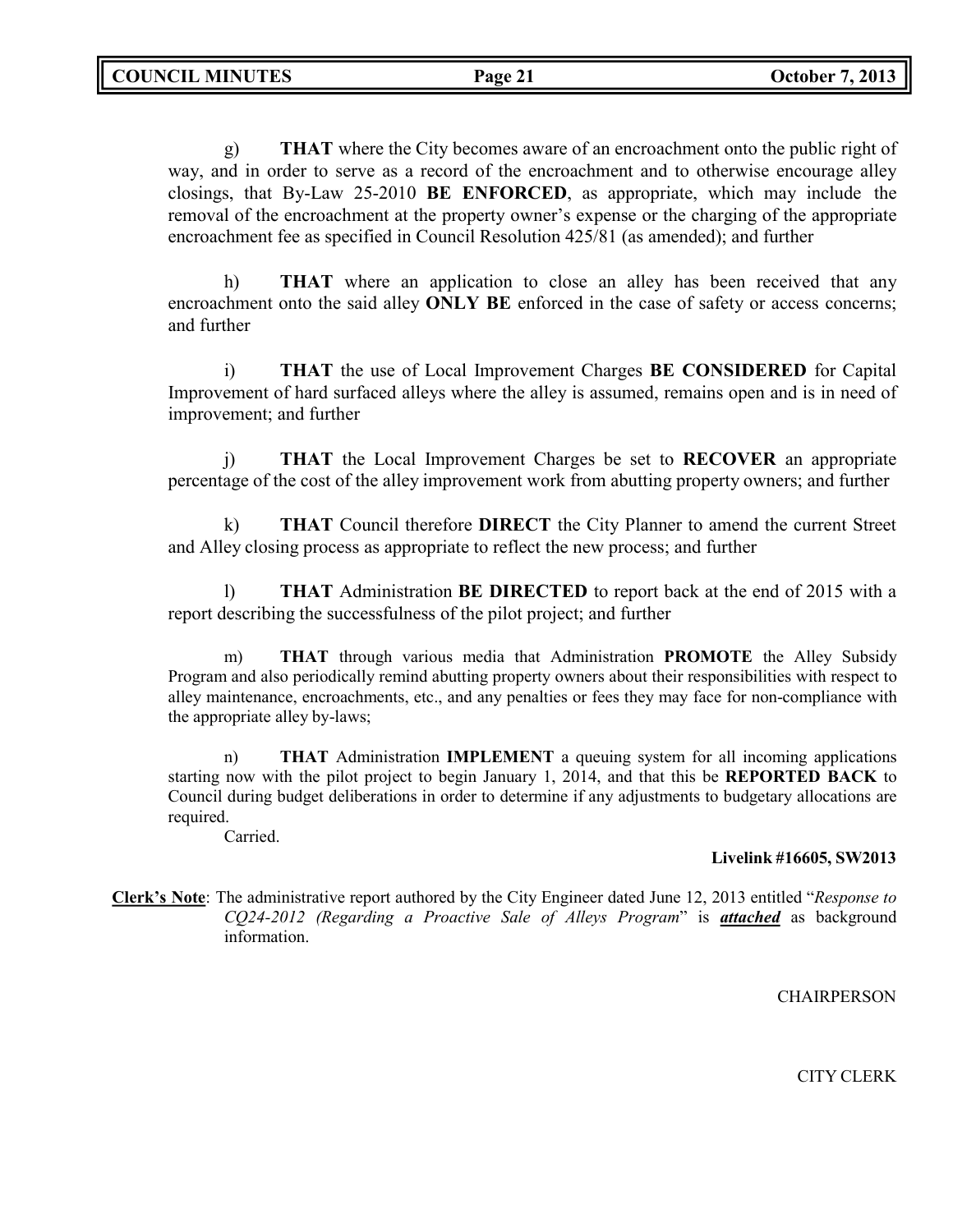g) **THAT** where the City becomes aware of an encroachment onto the public right of way, and in order to serve as a record of the encroachment and to otherwise encourage alley closings, that By-Law 25-2010 **BE ENFORCED**, as appropriate, which may include the removal of the encroachment at the property owner's expense or the charging of the appropriate encroachment fee as specified in Council Resolution 425/81 (as amended); and further

h) **THAT** where an application to close an alley has been received that any encroachment onto the said alley **ONLY BE** enforced in the case of safety or access concerns; and further

i) **THAT** the use of Local Improvement Charges **BE CONSIDERED** for Capital Improvement of hard surfaced alleys where the alley is assumed, remains open and is in need of improvement; and further

j) **THAT** the Local Improvement Charges be set to **RECOVER** an appropriate percentage of the cost of the alley improvement work from abutting property owners; and further

k) **THAT** Council therefore **DIRECT** the City Planner to amend the current Street and Alley closing process as appropriate to reflect the new process; and further

l) **THAT** Administration **BE DIRECTED** to report back at the end of 2015 with a report describing the successfulness of the pilot project; and further

m) **THAT** through various media that Administration **PROMOTE** the Alley Subsidy Program and also periodically remind abutting property owners about their responsibilities with respect to alley maintenance, encroachments, etc., and any penalties or fees they may face for non-compliance with the appropriate alley by-laws;

n) **THAT** Administration **IMPLEMENT** a queuing system for all incoming applications starting now with the pilot project to begin January 1, 2014, and that this be **REPORTED BACK** to Council during budget deliberations in order to determine if any adjustments to budgetary allocations are required.

Carried.

**Livelink #16605, SW2013**

**Clerk's Note**: The administrative report authored by the City Engineer dated June 12, 2013 entitled "*Response to CQ24-2012 (Regarding a Proactive Sale of Alleys Program*" is ***attached*** as background information.

CHAIRPERSON

CITY CLERK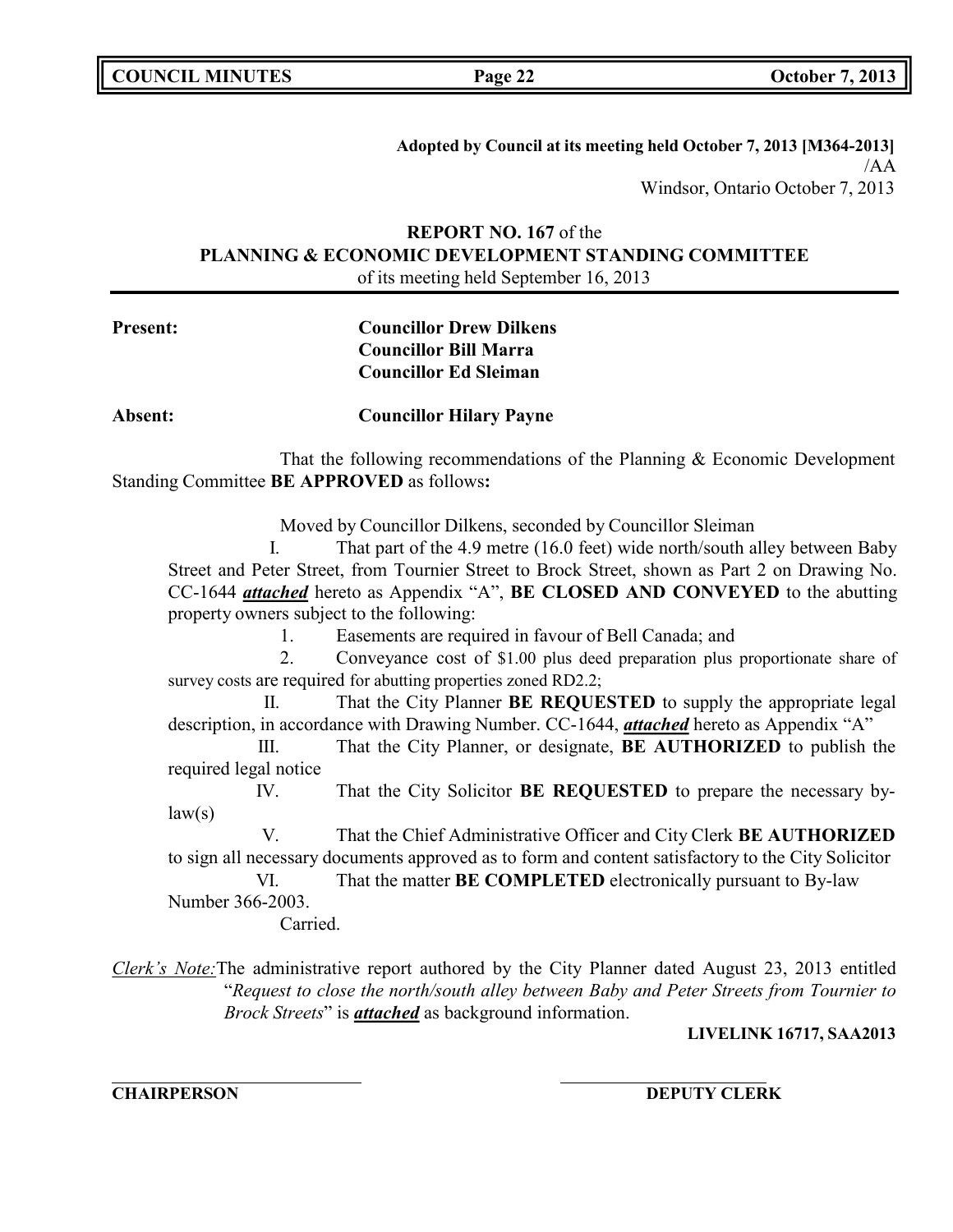**Adopted by Council at its meeting held October 7, 2013 [M364-2013]**
/AA
Windsor, Ontario October 7, 2013

**REPORT NO. 167** of the
**PLANNING & ECONOMIC DEVELOPMENT STANDING COMMITTEE**
of its meeting held September 16, 2013

**Present:** **Councillor Drew Dilkens**
**Councillor Bill Marra**
**Councillor Ed Sleiman**

**Absent:** **Councillor Hilary Payne**

That the following recommendations of the Planning & Economic Development Standing Committee **BE APPROVED** as follows**:**

Moved by Councillor Dilkens, seconded by Councillor Sleiman

I. That part of the 4.9 metre (16.0 feet) wide north/south alley between Baby Street and Peter Street, from Tournier Street to Brock Street, shown as Part 2 on Drawing No. CC-1644 ***attached*** hereto as Appendix "A", **BE CLOSED AND CONVEYED** to the abutting property owners subject to the following:

1. Easements are required in favour of Bell Canada; and
2. Conveyance cost of $1.00 plus deed preparation plus proportionate share of survey costs are required for abutting properties zoned RD2.2;

II. That the City Planner **BE REQUESTED** to supply the appropriate legal description, in accordance with Drawing Number. CC-1644, ***attached*** hereto as Appendix "A"

III. That the City Planner, or designate, **BE AUTHORIZED** to publish the required legal notice

IV. That the City Solicitor **BE REQUESTED** to prepare the necessary by-law(s)

V. That the Chief Administrative Officer and City Clerk **BE AUTHORIZED** to sign all necessary documents approved as to form and content satisfactory to the City Solicitor

VI. That the matter **BE COMPLETED** electronically pursuant to By-law Number 366-2003.

Carried.

*Clerk's Note:* The administrative report authored by the City Planner dated August 23, 2013 entitled "*Request to close the north/south alley between Baby and Peter Streets from Tournier to Brock Streets*" is ***attached*** as background information.

**LIVELINK 16717, SAA2013**

**CHAIRPERSON** **DEPUTY CLERK**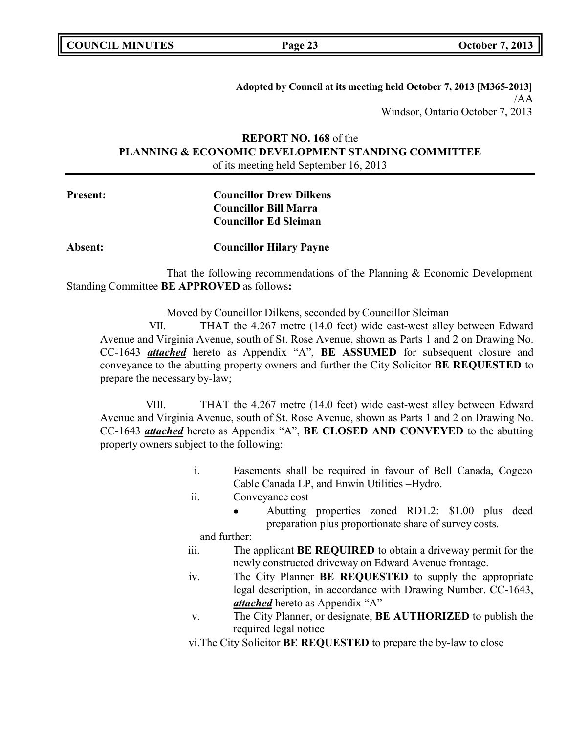**Adopted by Council at its meeting held October 7, 2013 [M365-2013]**
/AA
Windsor, Ontario October 7, 2013

**REPORT NO. 168** of the
**PLANNING & ECONOMIC DEVELOPMENT STANDING COMMITTEE**
of its meeting held September 16, 2013

**Present:** **Councillor Drew Dilkens**
**Councillor Bill Marra**
**Councillor Ed Sleiman**

**Absent:** **Councillor Hilary Payne**

That the following recommendations of the Planning & Economic Development Standing Committee **BE APPROVED** as follows**:**

Moved by Councillor Dilkens, seconded by Councillor Sleiman

VII. THAT the 4.267 metre (14.0 feet) wide east-west alley between Edward Avenue and Virginia Avenue, south of St. Rose Avenue, shown as Parts 1 and 2 on Drawing No. CC-1643 ***attached*** hereto as Appendix "A", **BE ASSUMED** for subsequent closure and conveyance to the abutting property owners and further the City Solicitor **BE REQUESTED** to prepare the necessary by-law;

VIII. THAT the 4.267 metre (14.0 feet) wide east-west alley between Edward Avenue and Virginia Avenue, south of St. Rose Avenue, shown as Parts 1 and 2 on Drawing No. CC-1643 ***attached*** hereto as Appendix "A", **BE CLOSED AND CONVEYED** to the abutting property owners subject to the following:

i. Easements shall be required in favour of Bell Canada, Cogeco Cable Canada LP, and Enwin Utilities –Hydro.

ii. Conveyance cost
   - Abutting properties zoned RD1.2: $1.00 plus deed preparation plus proportionate share of survey costs.

and further:

iii. The applicant **BE REQUIRED** to obtain a driveway permit for the newly constructed driveway on Edward Avenue frontage.

iv. The City Planner **BE REQUESTED** to supply the appropriate legal description, in accordance with Drawing Number. CC-1643, ***attached*** hereto as Appendix "A"

v. The City Planner, or designate, **BE AUTHORIZED** to publish the required legal notice

vi. The City Solicitor **BE REQUESTED** to prepare the by-law to close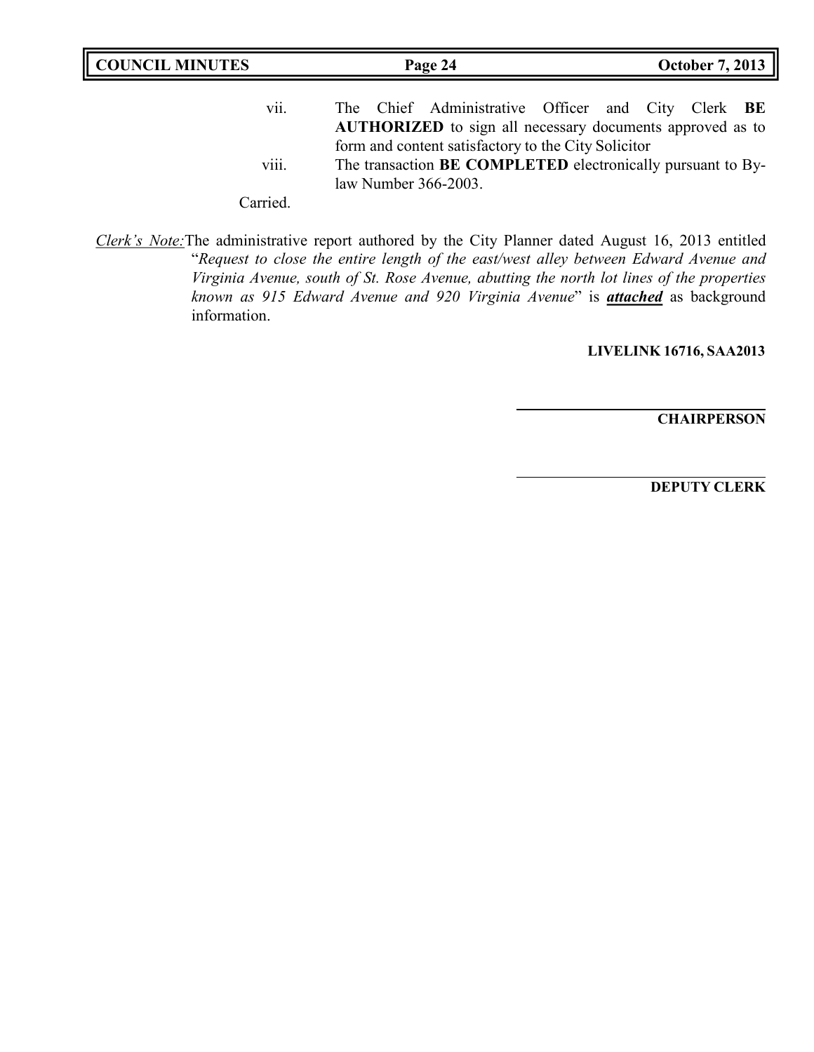vii. The Chief Administrative Officer and City Clerk **BE AUTHORIZED** to sign all necessary documents approved as to form and content satisfactory to the City Solicitor

viii. The transaction **BE COMPLETED** electronically pursuant to By-law Number 366-2003.

Carried.

*Clerk's Note:* The administrative report authored by the City Planner dated August 16, 2013 entitled "*Request to close the entire length of the east/west alley between Edward Avenue and Virginia Avenue, south of St. Rose Avenue, abutting the north lot lines of the properties known as 915 Edward Avenue and 920 Virginia Avenue*" is ***attached*** as background information.

**LIVELINK 16716, SAA2013**

______________________

**CHAIRPERSON**

______________________

**DEPUTY CLERK**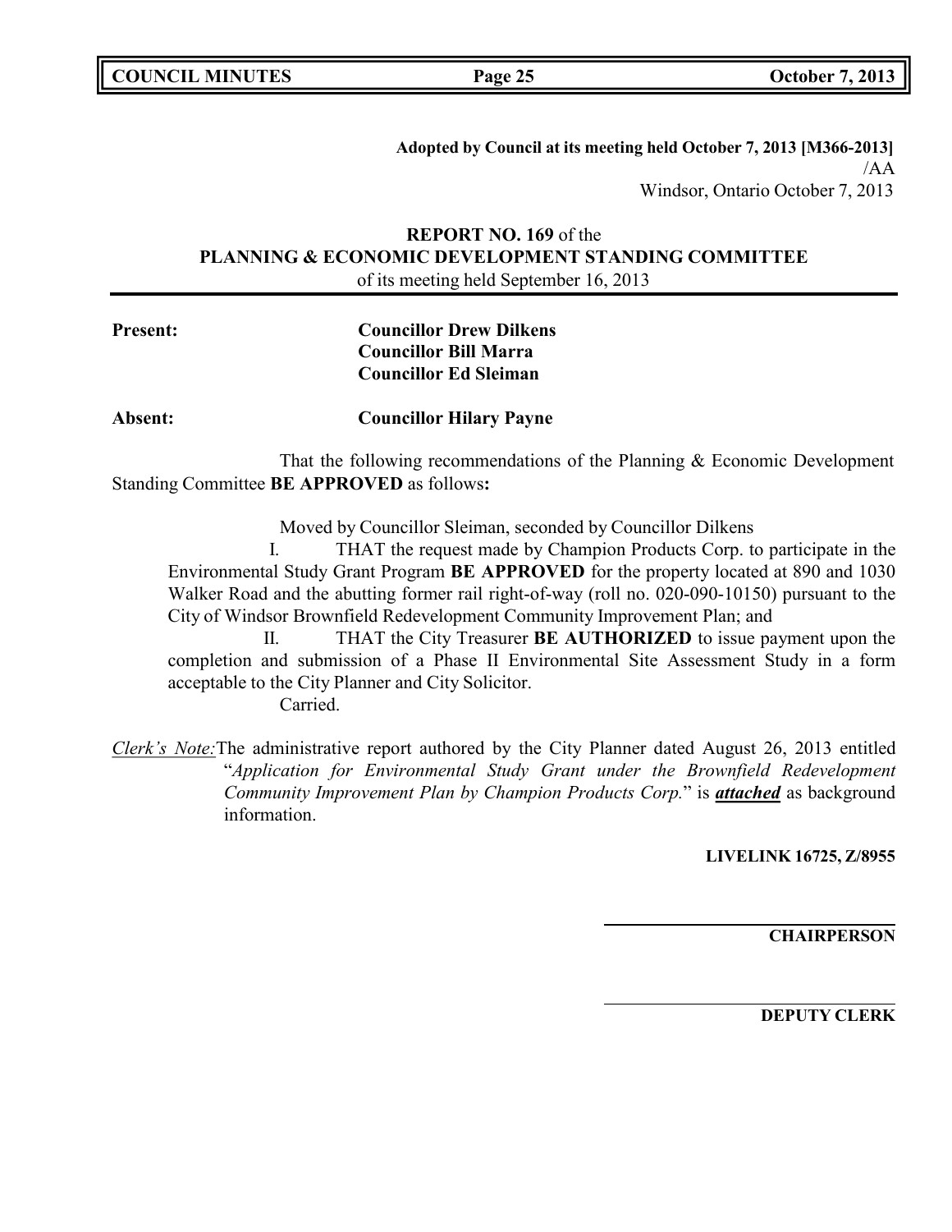**Adopted by Council at its meeting held October 7, 2013 [M366-2013]**
/AA
Windsor, Ontario October 7, 2013

**REPORT NO. 169** of the
**PLANNING & ECONOMIC DEVELOPMENT STANDING COMMITTEE**
of its meeting held September 16, 2013

**Present:** **Councillor Drew Dilkens**
**Councillor Bill Marra**
**Councillor Ed Sleiman**

**Absent:** **Councillor Hilary Payne**

That the following recommendations of the Planning & Economic Development Standing Committee **BE APPROVED** as follows**:**

Moved by Councillor Sleiman, seconded by Councillor Dilkens

I. THAT the request made by Champion Products Corp. to participate in the Environmental Study Grant Program **BE APPROVED** for the property located at 890 and 1030 Walker Road and the abutting former rail right-of-way (roll no. 020-090-10150) pursuant to the City of Windsor Brownfield Redevelopment Community Improvement Plan; and

II. THAT the City Treasurer **BE AUTHORIZED** to issue payment upon the completion and submission of a Phase II Environmental Site Assessment Study in a form acceptable to the City Planner and City Solicitor.

Carried.

*Clerk's Note:* The administrative report authored by the City Planner dated August 26, 2013 entitled "*Application for Environmental Study Grant under the Brownfield Redevelopment Community Improvement Plan by Champion Products Corp.*" is ***attached*** as background information.

**LIVELINK 16725, Z/8955**

**CHAIRPERSON**

**DEPUTY CLERK**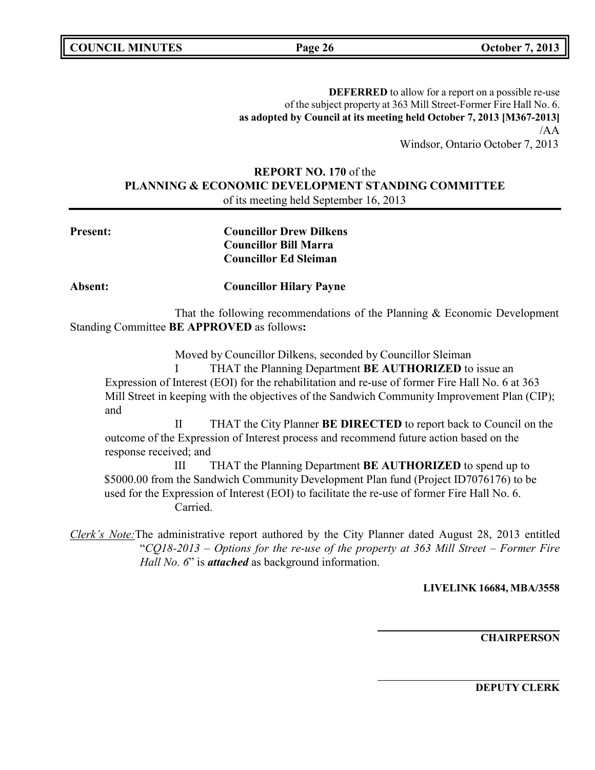**DEFERRED** to allow for a report on a possible re-use of the subject property at 363 Mill Street-Former Fire Hall No. 6.
**as adopted by Council at its meeting held October 7, 2013 [M367-2013]**
/AA
Windsor, Ontario October 7, 2013

**REPORT NO. 170** of the
**PLANNING & ECONOMIC DEVELOPMENT STANDING COMMITTEE**
of its meeting held September 16, 2013

**Present:** **Councillor Drew Dilkens**
**Councillor Bill Marra**
**Councillor Ed Sleiman**

**Absent:** **Councillor Hilary Payne**

That the following recommendations of the Planning & Economic Development Standing Committee **BE APPROVED** as follows**:**

Moved by Councillor Dilkens, seconded by Councillor Sleiman

I THAT the Planning Department **BE AUTHORIZED** to issue an Expression of Interest (EOI) for the rehabilitation and re-use of former Fire Hall No. 6 at 363 Mill Street in keeping with the objectives of the Sandwich Community Improvement Plan (CIP); and

II THAT the City Planner **BE DIRECTED** to report back to Council on the outcome of the Expression of Interest process and recommend future action based on the response received; and

III THAT the Planning Department **BE AUTHORIZED** to spend up to \$5000.00 from the Sandwich Community Development Plan fund (Project ID7076176) to be used for the Expression of Interest (EOI) to facilitate the re-use of former Fire Hall No. 6.

Carried.

*Clerk's Note:* The administrative report authored by the City Planner dated August 28, 2013 entitled "*CQ18-2013 – Options for the re-use of the property at 363 Mill Street – Former Fire Hall No. 6*" is ***attached*** as background information.

**LIVELINK 16684, MBA/3558**

**CHAIRPERSON**

**DEPUTY CLERK**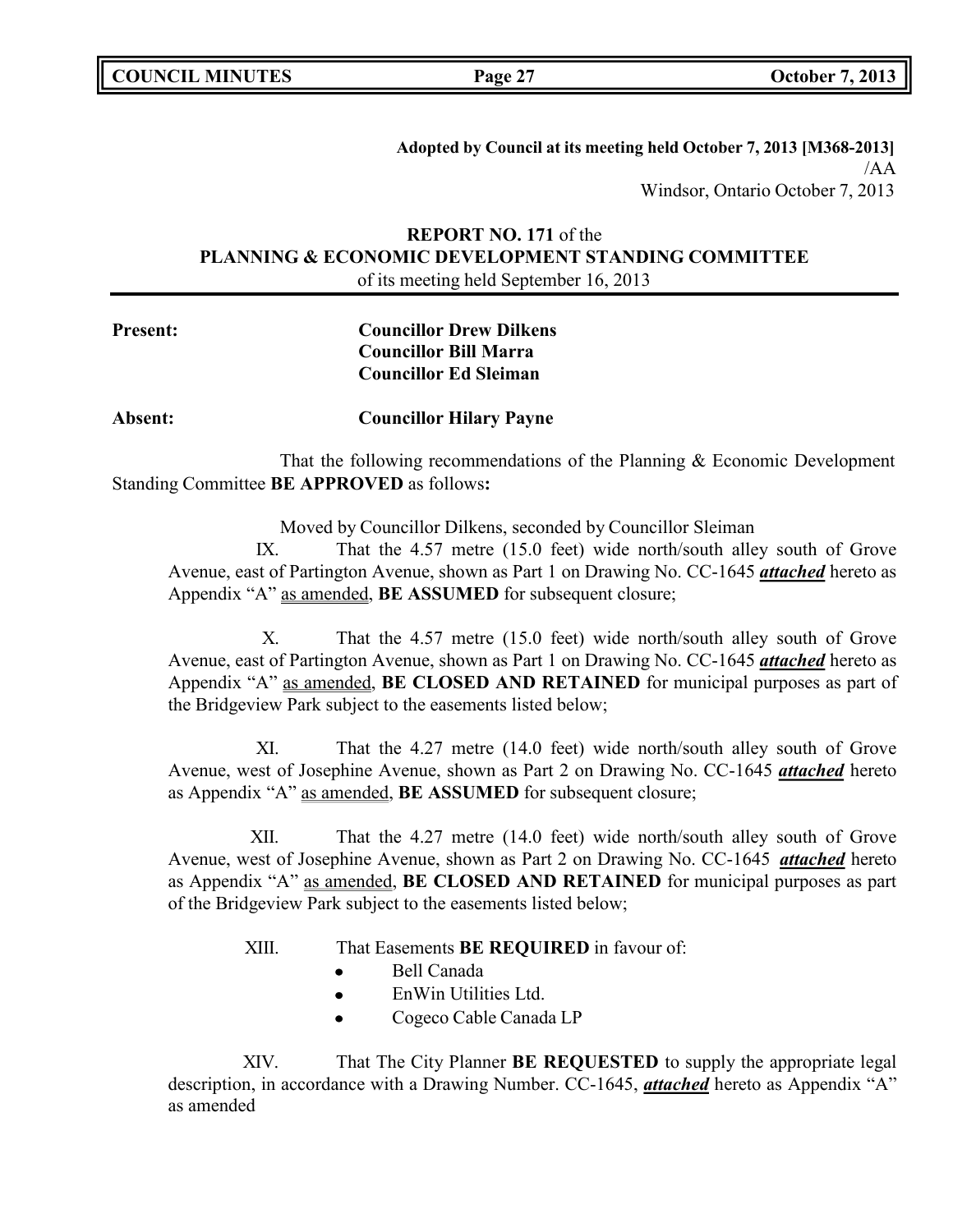**Adopted by Council at its meeting held October 7, 2013 [M368-2013]**
/AA
Windsor, Ontario October 7, 2013

**REPORT NO. 171** of the
**PLANNING & ECONOMIC DEVELOPMENT STANDING COMMITTEE**
of its meeting held September 16, 2013

**Present:** **Councillor Drew Dilkens**
**Councillor Bill Marra**
**Councillor Ed Sleiman**

**Absent:** **Councillor Hilary Payne**

That the following recommendations of the Planning & Economic Development Standing Committee **BE APPROVED** as follows**:**

Moved by Councillor Dilkens, seconded by Councillor Sleiman

IX. That the 4.57 metre (15.0 feet) wide north/south alley south of Grove Avenue, east of Partington Avenue, shown as Part 1 on Drawing No. CC-1645 ***attached*** hereto as Appendix "A" as amended, **BE ASSUMED** for subsequent closure;

X. That the 4.57 metre (15.0 feet) wide north/south alley south of Grove Avenue, east of Partington Avenue, shown as Part 1 on Drawing No. CC-1645 ***attached*** hereto as Appendix "A" as amended, **BE CLOSED AND RETAINED** for municipal purposes as part of the Bridgeview Park subject to the easements listed below;

XI. That the 4.27 metre (14.0 feet) wide north/south alley south of Grove Avenue, west of Josephine Avenue, shown as Part 2 on Drawing No. CC-1645 ***attached*** hereto as Appendix "A" as amended, **BE ASSUMED** for subsequent closure;

XII. That the 4.27 metre (14.0 feet) wide north/south alley south of Grove Avenue, west of Josephine Avenue, shown as Part 2 on Drawing No. CC-1645 ***attached*** hereto as Appendix "A" as amended, **BE CLOSED AND RETAINED** for municipal purposes as part of the Bridgeview Park subject to the easements listed below;

XIII. That Easements **BE REQUIRED** in favour of:

- Bell Canada
- EnWin Utilities Ltd.
- Cogeco Cable Canada LP

XIV. That The City Planner **BE REQUESTED** to supply the appropriate legal description, in accordance with a Drawing Number. CC-1645, ***attached*** hereto as Appendix "A" as amended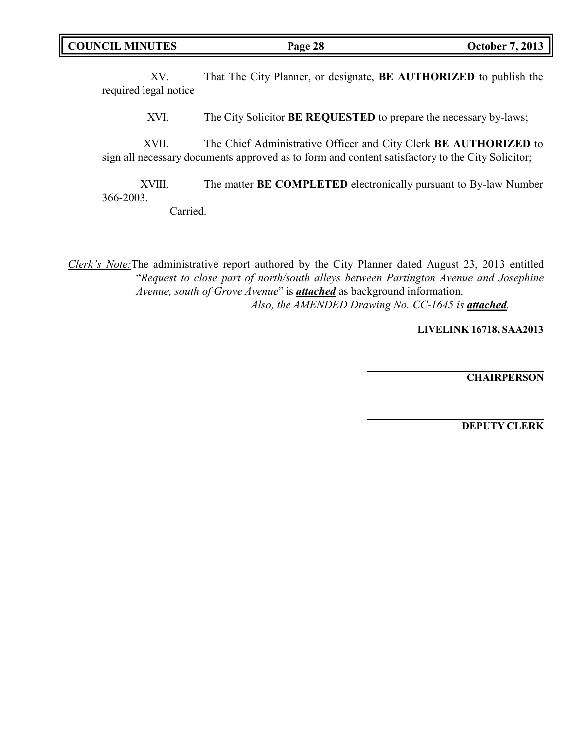XV. That The City Planner, or designate, **BE AUTHORIZED** to publish the required legal notice

XVI. The City Solicitor **BE REQUESTED** to prepare the necessary by-laws;

XVII. The Chief Administrative Officer and City Clerk **BE AUTHORIZED** to sign all necessary documents approved as to form and content satisfactory to the City Solicitor;

XVIII. The matter **BE COMPLETED** electronically pursuant to By-law Number 366-2003.

Carried.

*Clerk's Note:* The administrative report authored by the City Planner dated August 23, 2013 entitled "*Request to close part of north/south alleys between Partington Avenue and Josephine Avenue, south of Grove Avenue*" is ***attached*** as background information.

*Also, the AMENDED Drawing No. CC-1645 is* ***attached****.*

**LIVELINK 16718, SAA2013**

\_\_\_\_\_\_\_\_\_\_\_\_\_\_\_\_\_\_\_\_\_\_\_\_\_\_\_\_\_\_

**CHAIRPERSON**

\_\_\_\_\_\_\_\_\_\_\_\_\_\_\_\_\_\_\_\_\_\_\_\_\_\_\_\_\_\_

**DEPUTY CLERK**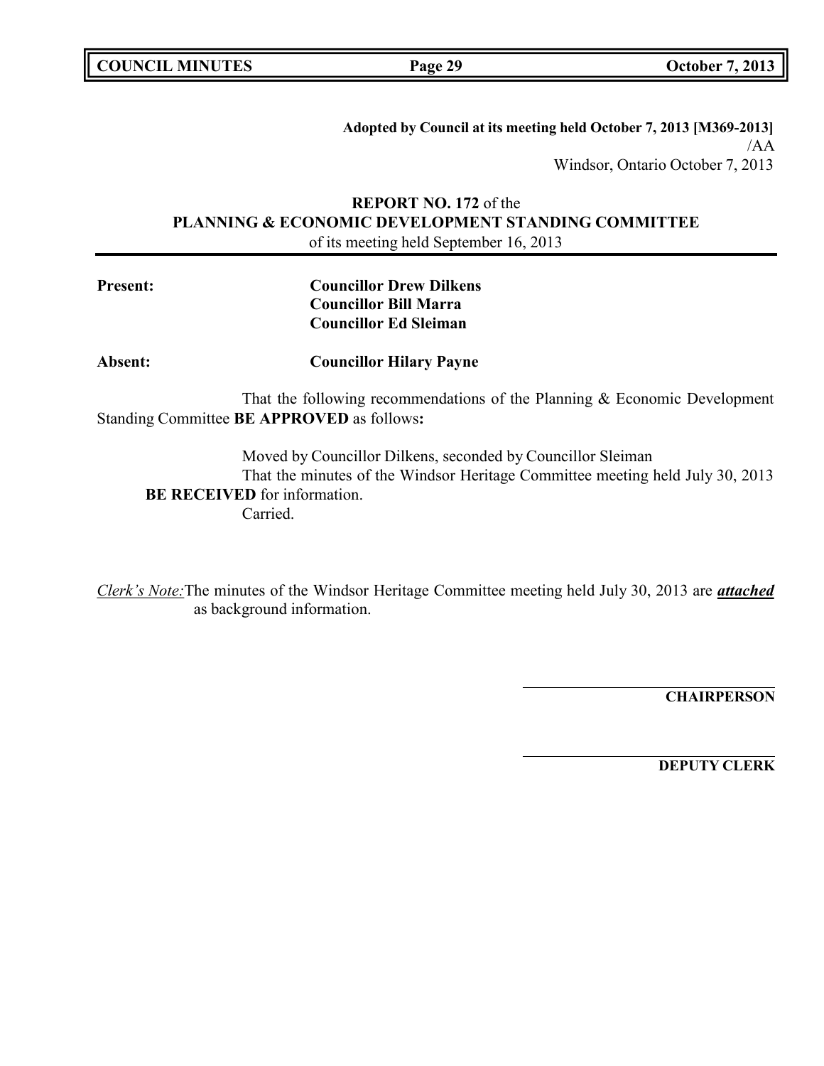**Adopted by Council at its meeting held October 7, 2013 [M369-2013]**
/AA
Windsor, Ontario October 7, 2013

**REPORT NO. 172** of the
**PLANNING & ECONOMIC DEVELOPMENT STANDING COMMITTEE**
of its meeting held September 16, 2013

**Present:** **Councillor Drew Dilkens**
**Councillor Bill Marra**
**Councillor Ed Sleiman**

**Absent:** **Councillor Hilary Payne**

That the following recommendations of the Planning & Economic Development Standing Committee **BE APPROVED** as follows**:**

Moved by Councillor Dilkens, seconded by Councillor Sleiman
That the minutes of the Windsor Heritage Committee meeting held July 30, 2013 **BE RECEIVED** for information.
Carried.

*Clerk's Note:* The minutes of the Windsor Heritage Committee meeting held July 30, 2013 are ***attached*** as background information.

**CHAIRPERSON**

**DEPUTY CLERK**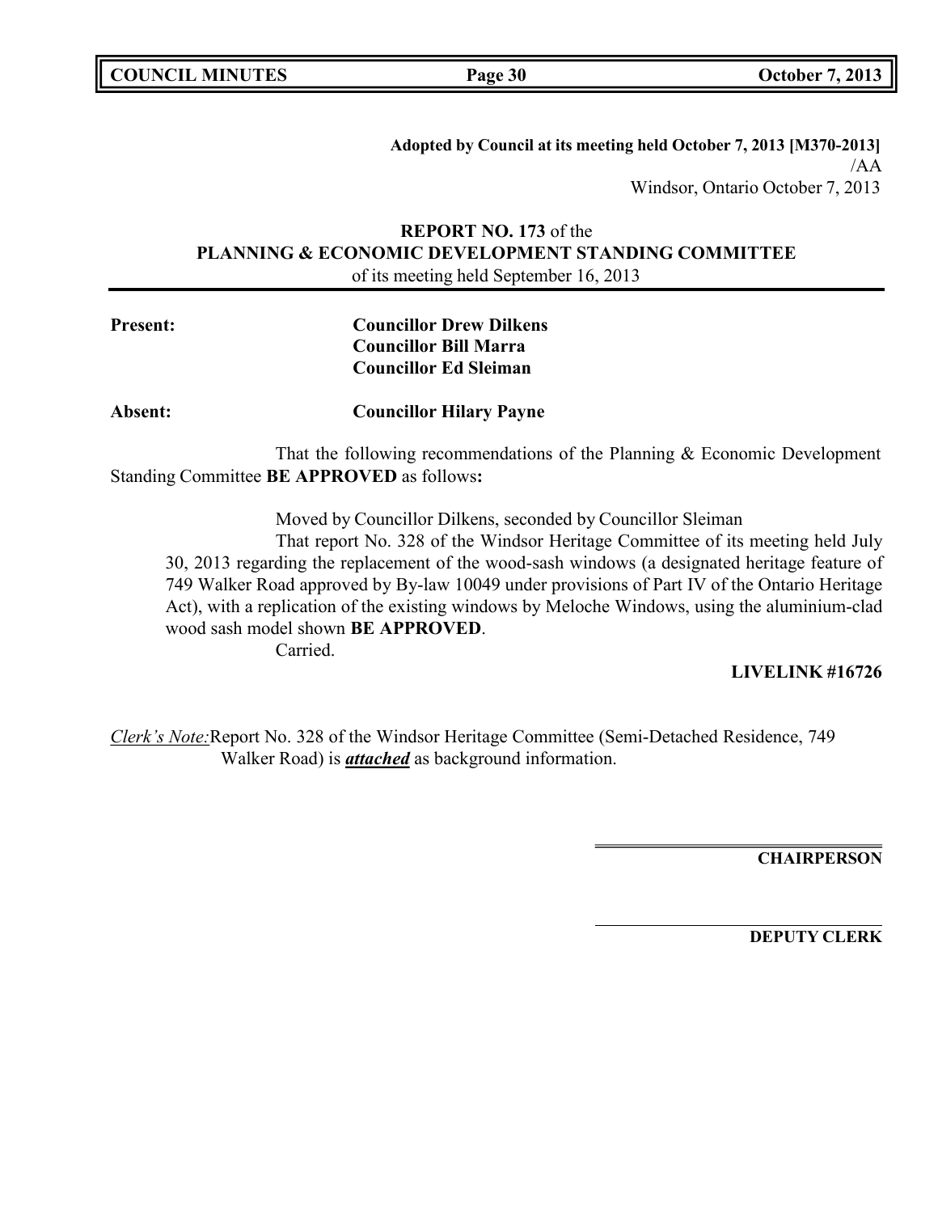**Adopted by Council at its meeting held October 7, 2013 [M370-2013]**
/AA
Windsor, Ontario October 7, 2013

**REPORT NO. 173** of the
**PLANNING & ECONOMIC DEVELOPMENT STANDING COMMITTEE**
of its meeting held September 16, 2013

**Present:** **Councillor Drew Dilkens**
**Councillor Bill Marra**
**Councillor Ed Sleiman**

**Absent:** **Councillor Hilary Payne**

That the following recommendations of the Planning & Economic Development Standing Committee **BE APPROVED** as follows**:**

Moved by Councillor Dilkens, seconded by Councillor Sleiman

That report No. 328 of the Windsor Heritage Committee of its meeting held July 30, 2013 regarding the replacement of the wood-sash windows (a designated heritage feature of 749 Walker Road approved by By-law 10049 under provisions of Part IV of the Ontario Heritage Act), with a replication of the existing windows by Meloche Windows, using the aluminium-clad wood sash model shown **BE APPROVED**.

Carried.

**LIVELINK #16726**

*Clerk's Note:* Report No. 328 of the Windsor Heritage Committee (Semi-Detached Residence, 749 Walker Road) is ***attached*** as background information.

**CHAIRPERSON**

**DEPUTY CLERK**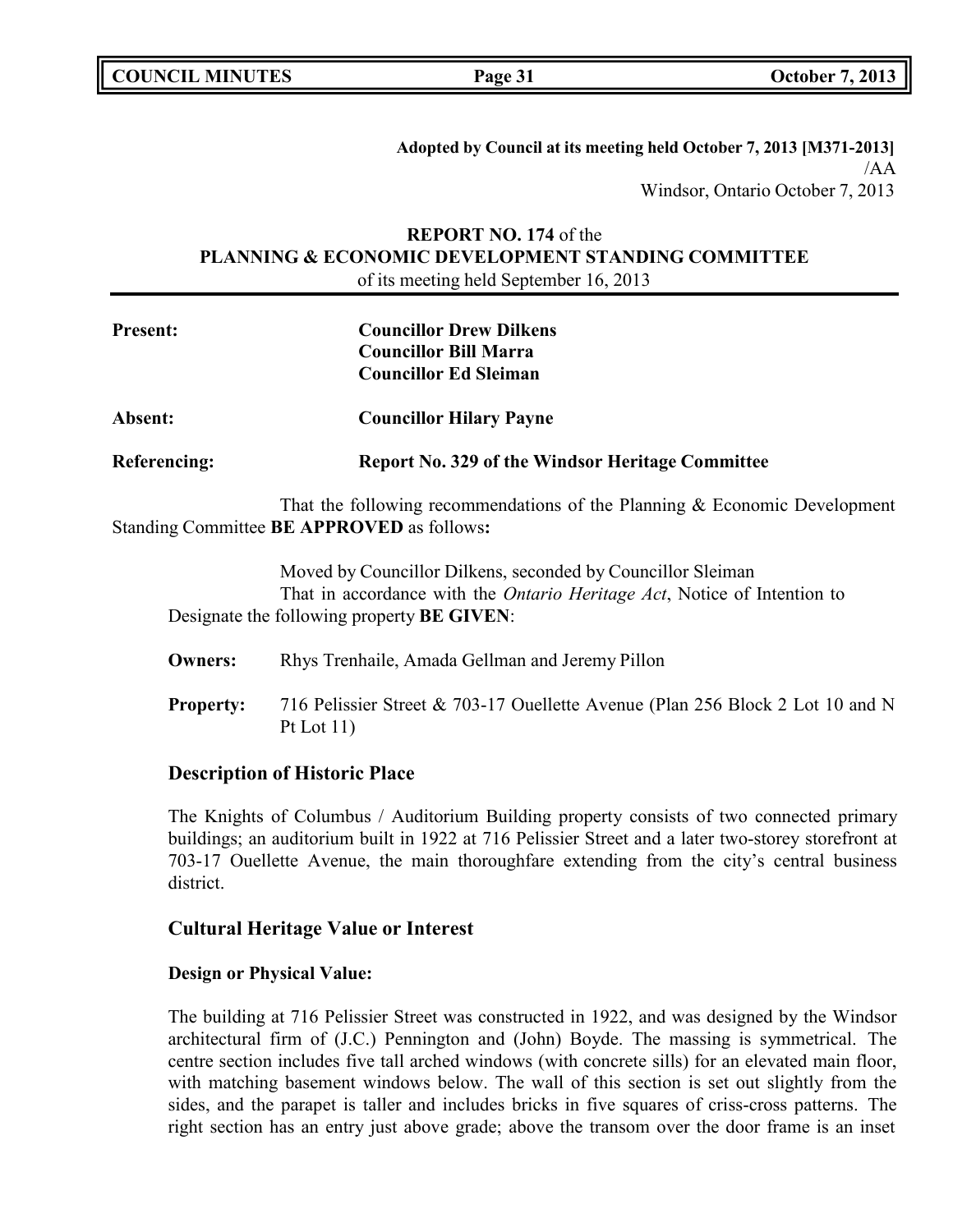**Adopted by Council at its meeting held October 7, 2013 [M371-2013]**
/AA
Windsor, Ontario October 7, 2013

**REPORT NO. 174** of the
**PLANNING & ECONOMIC DEVELOPMENT STANDING COMMITTEE**
of its meeting held September 16, 2013

**Present:** **Councillor Drew Dilkens**
**Councillor Bill Marra**
**Councillor Ed Sleiman**

**Absent:** **Councillor Hilary Payne**

**Referencing:** **Report No. 329 of the Windsor Heritage Committee**

That the following recommendations of the Planning & Economic Development Standing Committee **BE APPROVED** as follows**:**

Moved by Councillor Dilkens, seconded by Councillor Sleiman
That in accordance with the *Ontario Heritage Act*, Notice of Intention to Designate the following property **BE GIVEN**:

**Owners:** Rhys Trenhaile, Amada Gellman and Jeremy Pillon

**Property:** 716 Pelissier Street & 703-17 Ouellette Avenue (Plan 256 Block 2 Lot 10 and N Pt Lot 11)

## Description of Historic Place

The Knights of Columbus / Auditorium Building property consists of two connected primary buildings; an auditorium built in 1922 at 716 Pelissier Street and a later two-storey storefront at 703-17 Ouellette Avenue, the main thoroughfare extending from the city's central business district.

## Cultural Heritage Value or Interest

### Design or Physical Value:

The building at 716 Pelissier Street was constructed in 1922, and was designed by the Windsor architectural firm of (J.C.) Pennington and (John) Boyde. The massing is symmetrical. The centre section includes five tall arched windows (with concrete sills) for an elevated main floor, with matching basement windows below. The wall of this section is set out slightly from the sides, and the parapet is taller and includes bricks in five squares of criss-cross patterns. The right section has an entry just above grade; above the transom over the door frame is an inset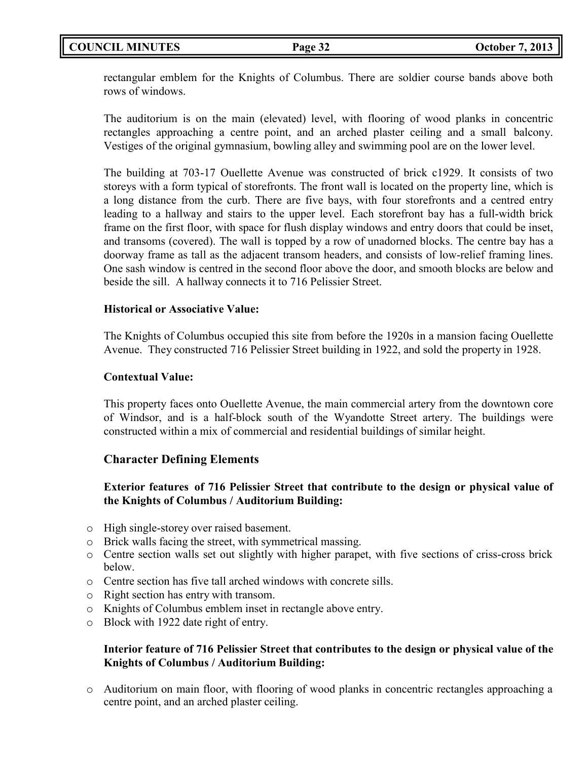rectangular emblem for the Knights of Columbus. There are soldier course bands above both rows of windows.

The auditorium is on the main (elevated) level, with flooring of wood planks in concentric rectangles approaching a centre point, and an arched plaster ceiling and a small balcony. Vestiges of the original gymnasium, bowling alley and swimming pool are on the lower level.

The building at 703-17 Ouellette Avenue was constructed of brick c1929. It consists of two storeys with a form typical of storefronts. The front wall is located on the property line, which is a long distance from the curb. There are five bays, with four storefronts and a centred entry leading to a hallway and stairs to the upper level. Each storefront bay has a full-width brick frame on the first floor, with space for flush display windows and entry doors that could be inset, and transoms (covered). The wall is topped by a row of unadorned blocks. The centre bay has a doorway frame as tall as the adjacent transom headers, and consists of low-relief framing lines. One sash window is centred in the second floor above the door, and smooth blocks are below and beside the sill. A hallway connects it to 716 Pelissier Street.

**Historical or Associative Value:**

The Knights of Columbus occupied this site from before the 1920s in a mansion facing Ouellette Avenue. They constructed 716 Pelissier Street building in 1922, and sold the property in 1928.

**Contextual Value:**

This property faces onto Ouellette Avenue, the main commercial artery from the downtown core of Windsor, and is a half-block south of the Wyandotte Street artery. The buildings were constructed within a mix of commercial and residential buildings of similar height.

## Character Defining Elements

**Exterior features of 716 Pelissier Street that contribute to the design or physical value of the Knights of Columbus / Auditorium Building:**

- High single-storey over raised basement.
- Brick walls facing the street, with symmetrical massing.
- Centre section walls set out slightly with higher parapet, with five sections of criss-cross brick below.
- Centre section has five tall arched windows with concrete sills.
- Right section has entry with transom.
- Knights of Columbus emblem inset in rectangle above entry.
- Block with 1922 date right of entry.

**Interior feature of 716 Pelissier Street that contributes to the design or physical value of the Knights of Columbus / Auditorium Building:**

- Auditorium on main floor, with flooring of wood planks in concentric rectangles approaching a centre point, and an arched plaster ceiling.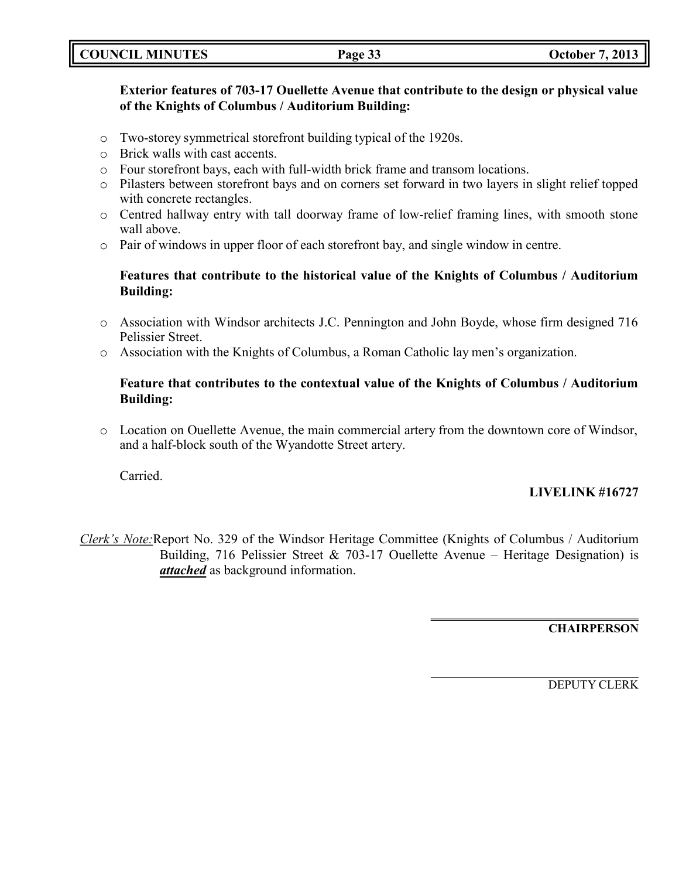**Exterior features of 703-17 Ouellette Avenue that contribute to the design or physical value of the Knights of Columbus / Auditorium Building:**

- Two-storey symmetrical storefront building typical of the 1920s.
- Brick walls with cast accents.
- Four storefront bays, each with full-width brick frame and transom locations.
- Pilasters between storefront bays and on corners set forward in two layers in slight relief topped with concrete rectangles.
- Centred hallway entry with tall doorway frame of low-relief framing lines, with smooth stone wall above.
- Pair of windows in upper floor of each storefront bay, and single window in centre.

**Features that contribute to the historical value of the Knights of Columbus / Auditorium Building:**

- Association with Windsor architects J.C. Pennington and John Boyde, whose firm designed 716 Pelissier Street.
- Association with the Knights of Columbus, a Roman Catholic lay men's organization.

**Feature that contributes to the contextual value of the Knights of Columbus / Auditorium Building:**

- Location on Ouellette Avenue, the main commercial artery from the downtown core of Windsor, and a half-block south of the Wyandotte Street artery.

Carried.

**LIVELINK #16727**

*Clerk's Note:* Report No. 329 of the Windsor Heritage Committee (Knights of Columbus / Auditorium Building, 716 Pelissier Street & 703-17 Ouellette Avenue – Heritage Designation) is ***attached*** as background information.

**CHAIRPERSON**

DEPUTY CLERK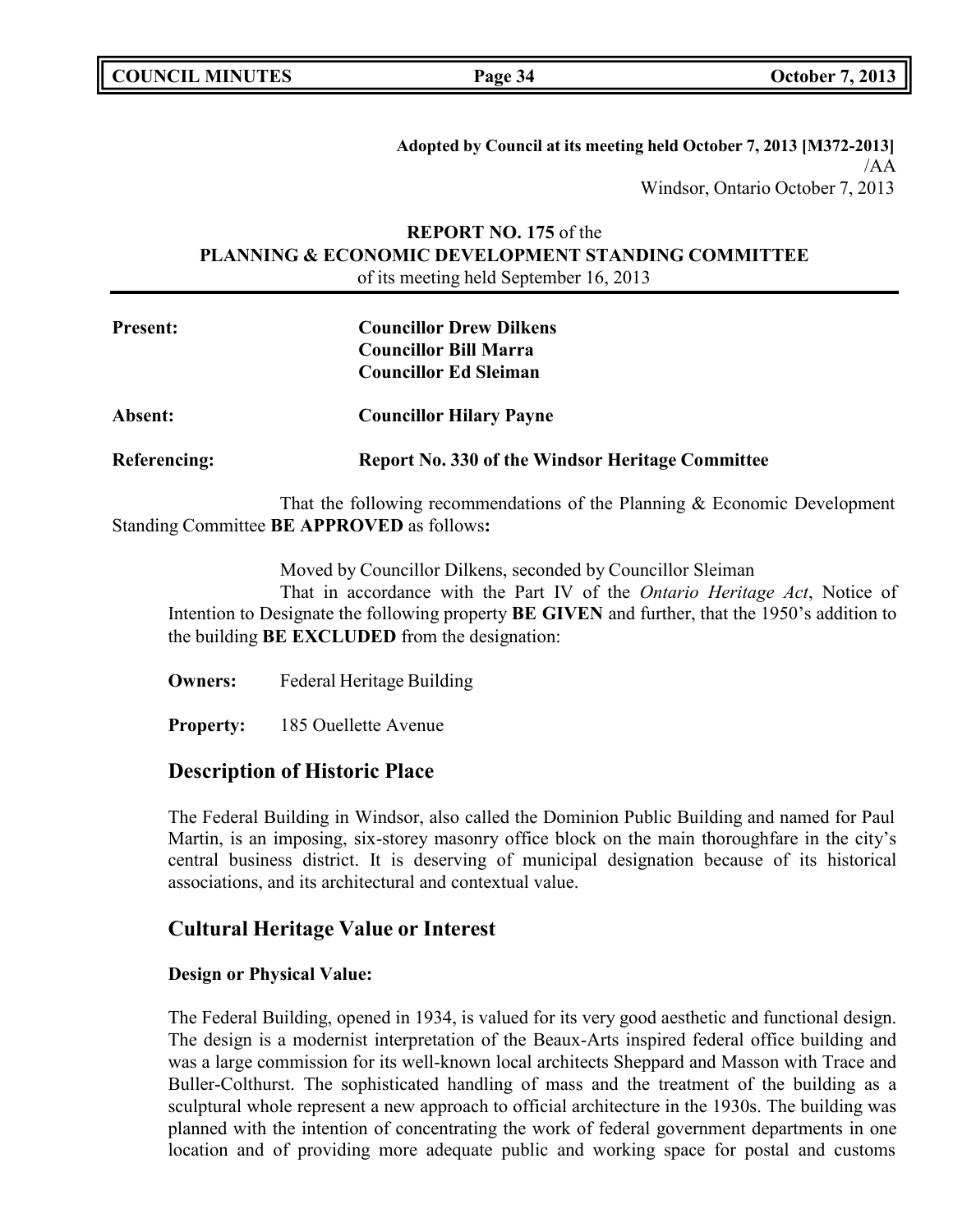**Adopted by Council at its meeting held October 7, 2013 [M372-2013]**
/AA
Windsor, Ontario October 7, 2013

**REPORT NO. 175** of the
**PLANNING & ECONOMIC DEVELOPMENT STANDING COMMITTEE**
of its meeting held September 16, 2013

**Present:** **Councillor Drew Dilkens**
**Councillor Bill Marra**
**Councillor Ed Sleiman**

**Absent:** **Councillor Hilary Payne**

**Referencing:** **Report No. 330 of the Windsor Heritage Committee**

That the following recommendations of the Planning & Economic Development Standing Committee **BE APPROVED** as follows**:**

Moved by Councillor Dilkens, seconded by Councillor Sleiman

That in accordance with the Part IV of the *Ontario Heritage Act*, Notice of Intention to Designate the following property **BE GIVEN** and further, that the 1950's addition to the building **BE EXCLUDED** from the designation:

**Owners:** Federal Heritage Building

**Property:** 185 Ouellette Avenue

## Description of Historic Place

The Federal Building in Windsor, also called the Dominion Public Building and named for Paul Martin, is an imposing, six-storey masonry office block on the main thoroughfare in the city's central business district. It is deserving of municipal designation because of its historical associations, and its architectural and contextual value.

## Cultural Heritage Value or Interest

**Design or Physical Value:**

The Federal Building, opened in 1934, is valued for its very good aesthetic and functional design. The design is a modernist interpretation of the Beaux-Arts inspired federal office building and was a large commission for its well-known local architects Sheppard and Masson with Trace and Buller-Colthurst. The sophisticated handling of mass and the treatment of the building as a sculptural whole represent a new approach to official architecture in the 1930s. The building was planned with the intention of concentrating the work of federal government departments in one location and of providing more adequate public and working space for postal and customs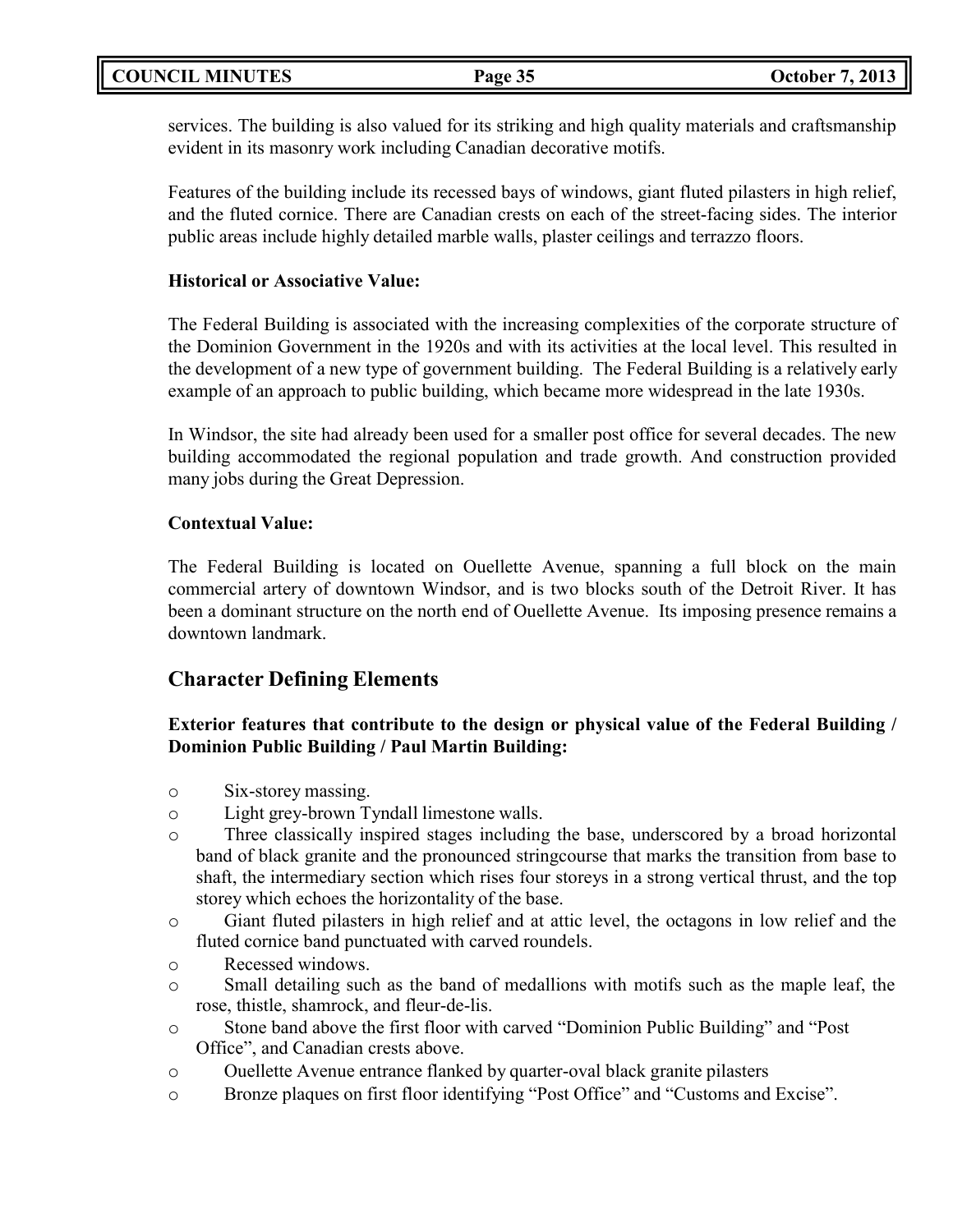services. The building is also valued for its striking and high quality materials and craftsmanship evident in its masonry work including Canadian decorative motifs.

Features of the building include its recessed bays of windows, giant fluted pilasters in high relief, and the fluted cornice. There are Canadian crests on each of the street-facing sides. The interior public areas include highly detailed marble walls, plaster ceilings and terrazzo floors.

**Historical or Associative Value:**

The Federal Building is associated with the increasing complexities of the corporate structure of the Dominion Government in the 1920s and with its activities at the local level. This resulted in the development of a new type of government building. The Federal Building is a relatively early example of an approach to public building, which became more widespread in the late 1930s.

In Windsor, the site had already been used for a smaller post office for several decades. The new building accommodated the regional population and trade growth. And construction provided many jobs during the Great Depression.

**Contextual Value:**

The Federal Building is located on Ouellette Avenue, spanning a full block on the main commercial artery of downtown Windsor, and is two blocks south of the Detroit River. It has been a dominant structure on the north end of Ouellette Avenue. Its imposing presence remains a downtown landmark.

## Character Defining Elements

**Exterior features that contribute to the design or physical value of the Federal Building / Dominion Public Building / Paul Martin Building:**

- Six-storey massing.
- Light grey-brown Tyndall limestone walls.
- Three classically inspired stages including the base, underscored by a broad horizontal band of black granite and the pronounced stringcourse that marks the transition from base to shaft, the intermediary section which rises four storeys in a strong vertical thrust, and the top storey which echoes the horizontality of the base.
- Giant fluted pilasters in high relief and at attic level, the octagons in low relief and the fluted cornice band punctuated with carved roundels.
- Recessed windows.
- Small detailing such as the band of medallions with motifs such as the maple leaf, the rose, thistle, shamrock, and fleur-de-lis.
- Stone band above the first floor with carved "Dominion Public Building" and "Post Office", and Canadian crests above.
- Ouellette Avenue entrance flanked by quarter-oval black granite pilasters
- Bronze plaques on first floor identifying "Post Office" and "Customs and Excise".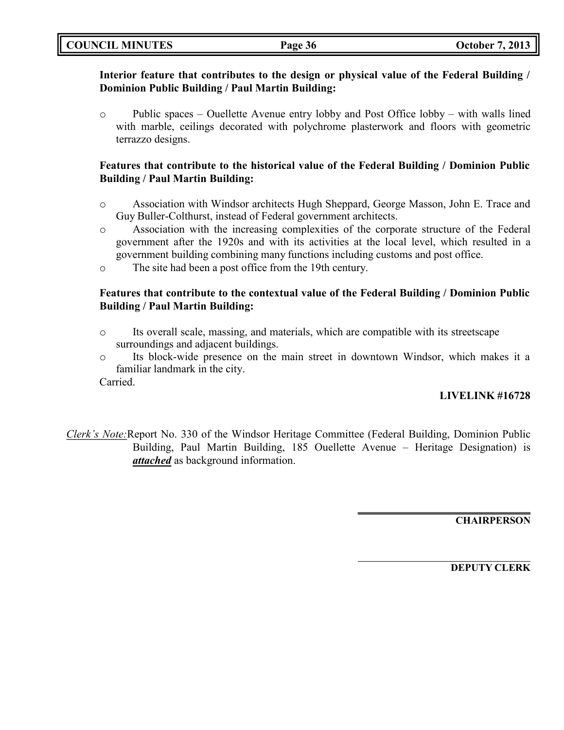**Interior feature that contributes to the design or physical value of the Federal Building / Dominion Public Building / Paul Martin Building:**

- Public spaces – Ouellette Avenue entry lobby and Post Office lobby – with walls lined with marble, ceilings decorated with polychrome plasterwork and floors with geometric terrazzo designs.

**Features that contribute to the historical value of the Federal Building / Dominion Public Building / Paul Martin Building:**

- Association with Windsor architects Hugh Sheppard, George Masson, John E. Trace and Guy Buller-Colthurst, instead of Federal government architects.
- Association with the increasing complexities of the corporate structure of the Federal government after the 1920s and with its activities at the local level, which resulted in a government building combining many functions including customs and post office.
- The site had been a post office from the 19th century.

**Features that contribute to the contextual value of the Federal Building / Dominion Public Building / Paul Martin Building:**

- Its overall scale, massing, and materials, which are compatible with its streetscape surroundings and adjacent buildings.
- Its block-wide presence on the main street in downtown Windsor, which makes it a familiar landmark in the city.

Carried.

**LIVELINK #16728**

*Clerk's Note:* Report No. 330 of the Windsor Heritage Committee (Federal Building, Dominion Public Building, Paul Martin Building, 185 Ouellette Avenue – Heritage Designation) is ***attached*** as background information.

**CHAIRPERSON**

**DEPUTY CLERK**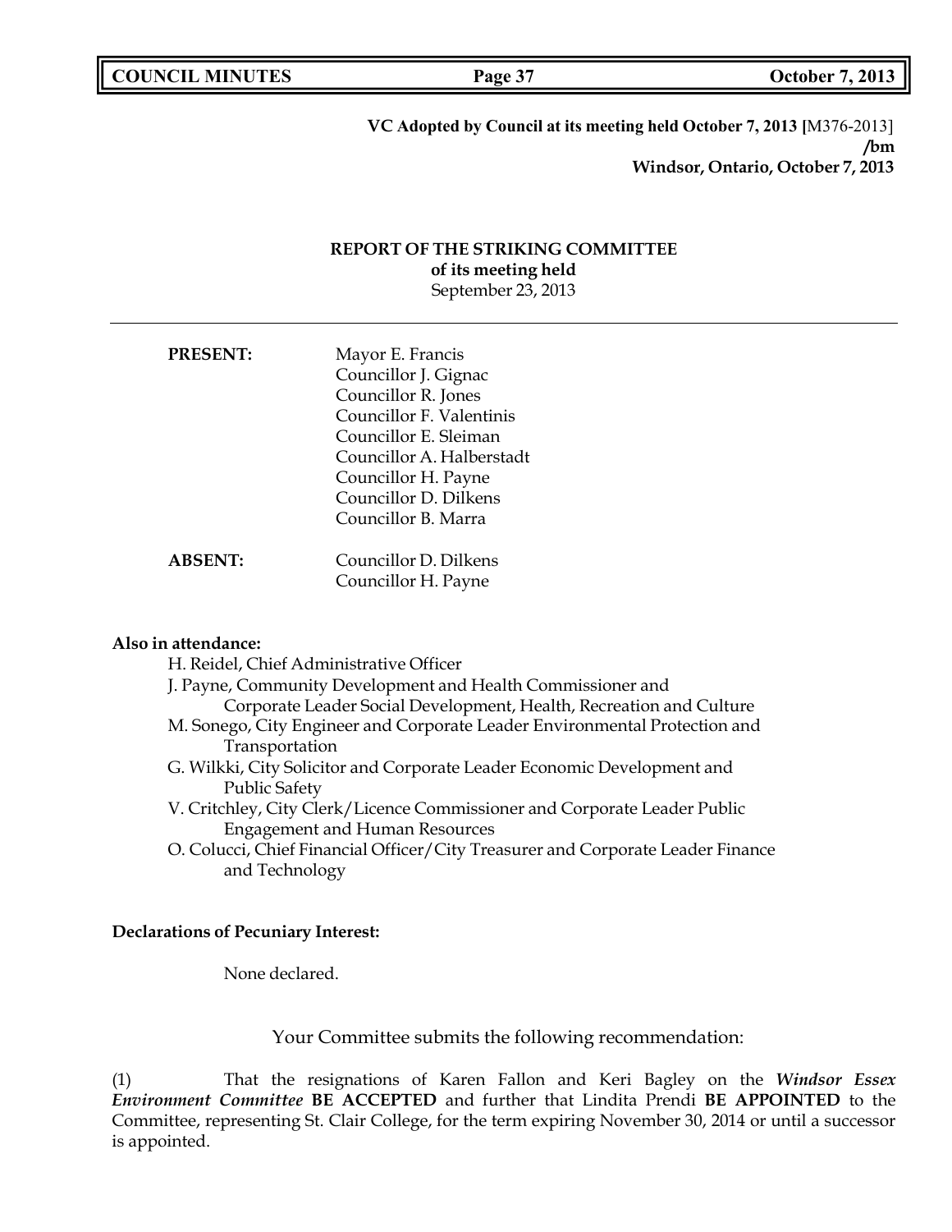**VC Adopted by Council at its meeting held October 7, 2013 [**M376-2013]
***/bm***
***Windsor, Ontario, October 7, 2013***

**REPORT OF THE STRIKING COMMITTEE**
**of its meeting held**
September 23, 2013

---

**PRESENT:**
Mayor E. Francis
Councillor J. Gignac
Councillor R. Jones
Councillor F. Valentinis
Councillor E. Sleiman
Councillor A. Halberstadt
Councillor H. Payne
Councillor D. Dilkens
Councillor B. Marra

**ABSENT:**
Councillor D. Dilkens
Councillor H. Payne

**Also in attendance:**

- H. Reidel, Chief Administrative Officer
- J. Payne, Community Development and Health Commissioner and Corporate Leader Social Development, Health, Recreation and Culture
- M. Sonego, City Engineer and Corporate Leader Environmental Protection and Transportation
- G. Wilkki, City Solicitor and Corporate Leader Economic Development and Public Safety
- V. Critchley, City Clerk/Licence Commissioner and Corporate Leader Public Engagement and Human Resources
- O. Colucci, Chief Financial Officer/City Treasurer and Corporate Leader Finance and Technology

**Declarations of Pecuniary Interest:**

None declared.

Your Committee submits the following recommendation:

(1) That the resignations of Karen Fallon and Keri Bagley on the ***Windsor Essex Environment Committee*** **BE ACCEPTED** and further that Lindita Prendi **BE APPOINTED** to the Committee, representing St. Clair College, for the term expiring November 30, 2014 or until a successor is appointed.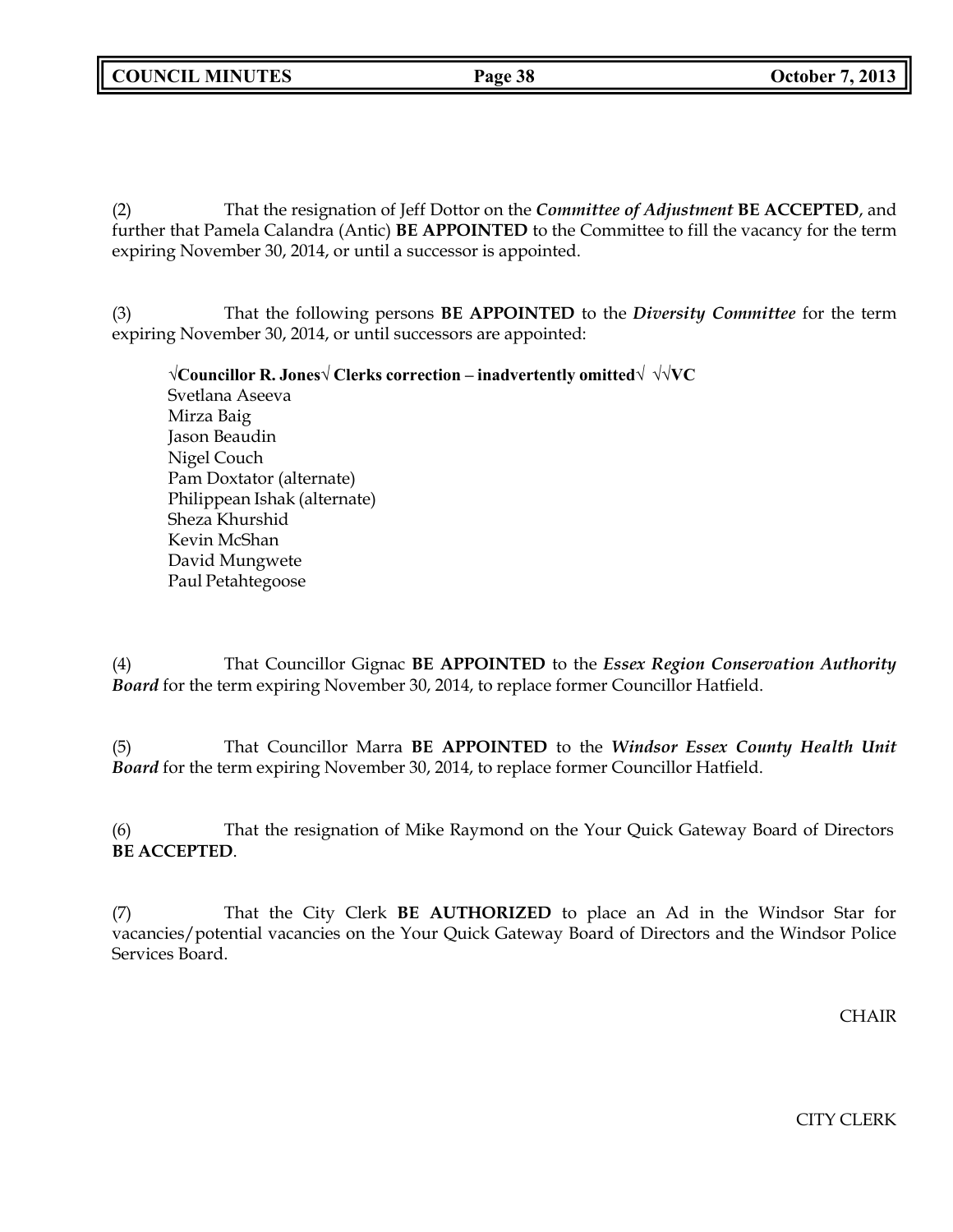(2) That the resignation of Jeff Dottor on the ***Committee of Adjustment*** **BE ACCEPTED**, and further that Pamela Calandra (Antic) **BE APPOINTED** to the Committee to fill the vacancy for the term expiring November 30, 2014, or until a successor is appointed.

(3) That the following persons **BE APPOINTED** to the ***Diversity Committee*** for the term expiring November 30, 2014, or until successors are appointed:

**√Councillor R. Jones√ Clerks correction – inadvertently omitted√ √√VC**
Svetlana Aseeva
Mirza Baig
Jason Beaudin
Nigel Couch
Pam Doxtator (alternate)
Philippean Ishak (alternate)
Sheza Khurshid
Kevin McShan
David Mungwete
Paul Petahtegoose

(4) That Councillor Gignac **BE APPOINTED** to the ***Essex Region Conservation Authority Board*** for the term expiring November 30, 2014, to replace former Councillor Hatfield.

(5) That Councillor Marra **BE APPOINTED** to the ***Windsor Essex County Health Unit Board*** for the term expiring November 30, 2014, to replace former Councillor Hatfield.

(6) That the resignation of Mike Raymond on the Your Quick Gateway Board of Directors **BE ACCEPTED**.

(7) That the City Clerk **BE AUTHORIZED** to place an Ad in the Windsor Star for vacancies/potential vacancies on the Your Quick Gateway Board of Directors and the Windsor Police Services Board.

CHAIR

CITY CLERK